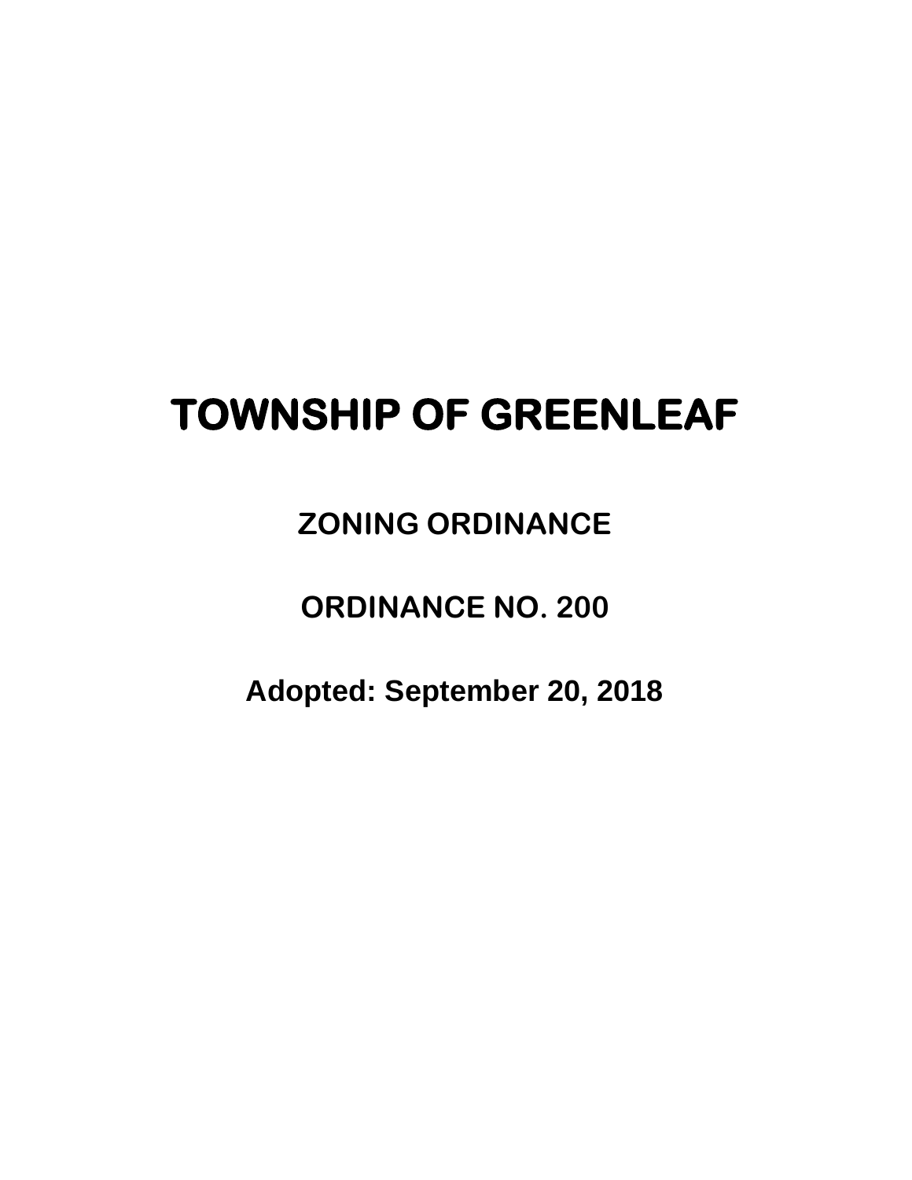# TOWNSHIP OF GREENLEAF

## ZONING ORDINANCE

## ORDINANCE NO. 200

**Adopted: September 20, 2018**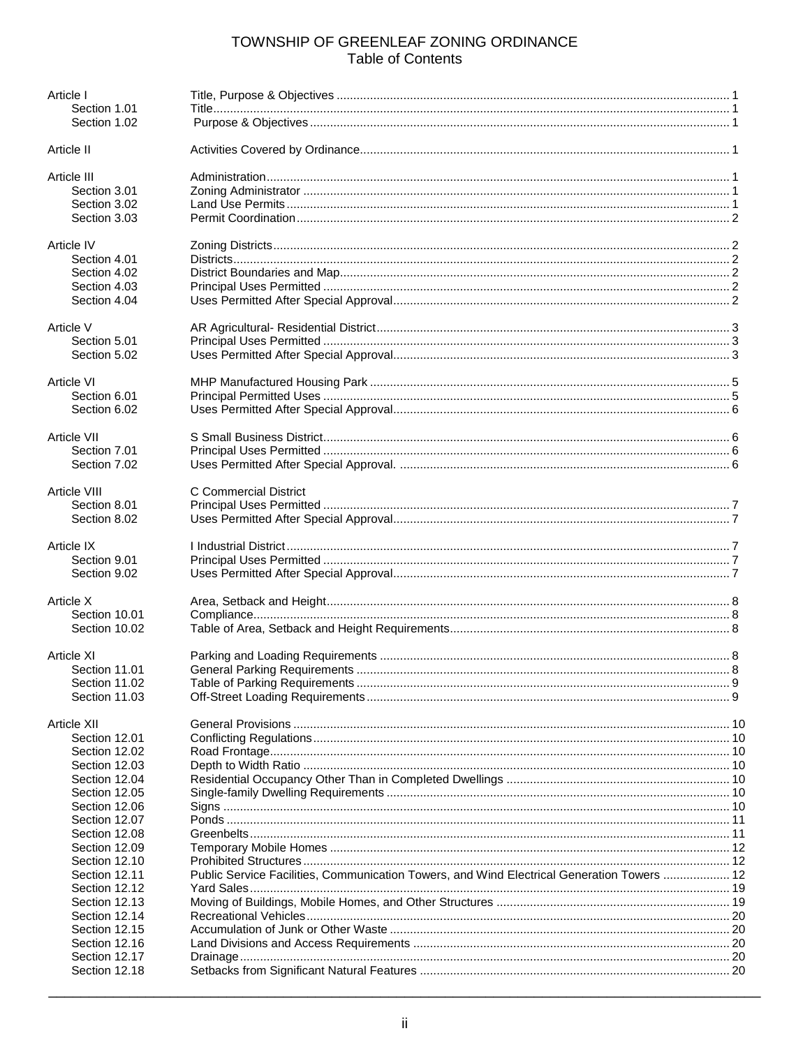# TOWNSHIP OF GREENLEAF ZONING ORDINANCE
## Table of Contents

| | | |
|---|---|---|
| Article I | Title, Purpose & Objectives | 1 |
| Section 1.01 | Title | 1 |
| Section 1.02 | Purpose & Objectives | 1 |
| Article II | Activities Covered by Ordinance | 1 |
| Article III | Administration | 1 |
| Section 3.01 | Zoning Administrator | 1 |
| Section 3.02 | Land Use Permits | 1 |
| Section 3.03 | Permit Coordination | 2 |
| Article IV | Zoning Districts | 2 |
| Section 4.01 | Districts | 2 |
| Section 4.02 | District Boundaries and Map | 2 |
| Section 4.03 | Principal Uses Permitted | 2 |
| Section 4.04 | Uses Permitted After Special Approval | 2 |
| Article V | AR Agricultural- Residential District | 3 |
| Section 5.01 | Principal Uses Permitted | 3 |
| Section 5.02 | Uses Permitted After Special Approval | 3 |
| Article VI | MHP Manufactured Housing Park | 5 |
| Section 6.01 | Principal Permitted Uses | 5 |
| Section 6.02 | Uses Permitted After Special Approval | 6 |
| Article VII | S Small Business District | 6 |
| Section 7.01 | Principal Uses Permitted | 6 |
| Section 7.02 | Uses Permitted After Special Approval. | 6 |
| Article VIII | C Commercial District | |
| Section 8.01 | Principal Uses Permitted | 7 |
| Section 8.02 | Uses Permitted After Special Approval | 7 |
| Article IX | I Industrial District | 7 |
| Section 9.01 | Principal Uses Permitted | 7 |
| Section 9.02 | Uses Permitted After Special Approval | 7 |
| Article X | Area, Setback and Height | 8 |
| Section 10.01 | Compliance | 8 |
| Section 10.02 | Table of Area, Setback and Height Requirements | 8 |
| Article XI | Parking and Loading Requirements | 8 |
| Section 11.01 | General Parking Requirements | 8 |
| Section 11.02 | Table of Parking Requirements | 9 |
| Section 11.03 | Off-Street Loading Requirements | 9 |
| Article XII | General Provisions | 10 |
| Section 12.01 | Conflicting Regulations | 10 |
| Section 12.02 | Road Frontage | 10 |
| Section 12.03 | Depth to Width Ratio | 10 |
| Section 12.04 | Residential Occupancy Other Than in Completed Dwellings | 10 |
| Section 12.05 | Single-family Dwelling Requirements | 10 |
| Section 12.06 | Signs | 10 |
| Section 12.07 | Ponds | 11 |
| Section 12.08 | Greenbelts | 11 |
| Section 12.09 | Temporary Mobile Homes | 12 |
| Section 12.10 | Prohibited Structures | 12 |
| Section 12.11 | Public Service Facilities, Communication Towers, and Wind Electrical Generation Towers | 12 |
| Section 12.12 | Yard Sales | 19 |
| Section 12.13 | Moving of Buildings, Mobile Homes, and Other Structures | 19 |
| Section 12.14 | Recreational Vehicles | 20 |
| Section 12.15 | Accumulation of Junk or Other Waste | 20 |
| Section 12.16 | Land Divisions and Access Requirements | 20 |
| Section 12.17 | Drainage | 20 |
| Section 12.18 | Setbacks from Significant Natural Features | 20 |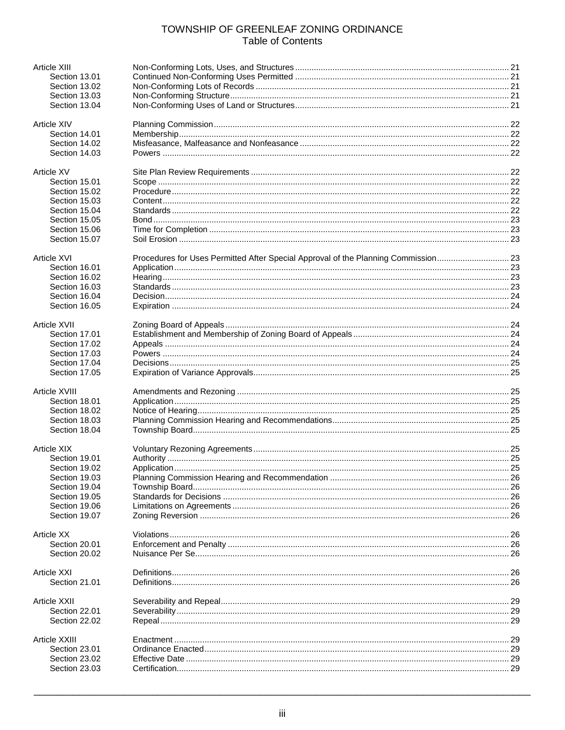# TOWNSHIP OF GREENLEAF ZONING ORDINANCE
## Table of Contents

| | | |
|---|---|---|
| Article XIII | Non-Conforming Lots, Uses, and Structures | 21 |
| Section 13.01 | Continued Non-Conforming Uses Permitted | 21 |
| Section 13.02 | Non-Conforming Lots of Records | 21 |
| Section 13.03 | Non-Conforming Structure | 21 |
| Section 13.04 | Non-Conforming Uses of Land or Structures | 21 |
| Article XIV | Planning Commission | 22 |
| Section 14.01 | Membership | 22 |
| Section 14.02 | Misfeasance, Malfeasance and Nonfeasance | 22 |
| Section 14.03 | Powers | 22 |
| Article XV | Site Plan Review Requirements | 22 |
| Section 15.01 | Scope | 22 |
| Section 15.02 | Procedure | 22 |
| Section 15.03 | Content | 22 |
| Section 15.04 | Standards | 22 |
| Section 15.05 | Bond | 23 |
| Section 15.06 | Time for Completion | 23 |
| Section 15.07 | Soil Erosion | 23 |
| Article XVI | Procedures for Uses Permitted After Special Approval of the Planning Commission | 23 |
| Section 16.01 | Application | 23 |
| Section 16.02 | Hearing | 23 |
| Section 16.03 | Standards | 23 |
| Section 16.04 | Decision | 24 |
| Section 16.05 | Expiration | 24 |
| Article XVII | Zoning Board of Appeals | 24 |
| Section 17.01 | Establishment and Membership of Zoning Board of Appeals | 24 |
| Section 17.02 | Appeals | 24 |
| Section 17.03 | Powers | 24 |
| Section 17.04 | Decisions | 25 |
| Section 17.05 | Expiration of Variance Approvals | 25 |
| Article XVIII | Amendments and Rezoning | 25 |
| Section 18.01 | Application | 25 |
| Section 18.02 | Notice of Hearing | 25 |
| Section 18.03 | Planning Commission Hearing and Recommendations | 25 |
| Section 18.04 | Township Board | 25 |
| Article XIX | Voluntary Rezoning Agreements | 25 |
| Section 19.01 | Authority | 25 |
| Section 19.02 | Application | 25 |
| Section 19.03 | Planning Commission Hearing and Recommendation | 26 |
| Section 19.04 | Township Board | 26 |
| Section 19.05 | Standards for Decisions | 26 |
| Section 19.06 | Limitations on Agreements | 26 |
| Section 19.07 | Zoning Reversion | 26 |
| Article XX | Violations | 26 |
| Section 20.01 | Enforcement and Penalty | 26 |
| Section 20.02 | Nuisance Per Se | 26 |
| Article XXI | Definitions | 26 |
| Section 21.01 | Definitions | 26 |
| Article XXII | Severability and Repeal | 29 |
| Section 22.01 | Severability | 29 |
| Section 22.02 | Repeal | 29 |
| Article XXIII | Enactment | 29 |
| Section 23.01 | Ordinance Enacted | 29 |
| Section 23.02 | Effective Date | 29 |
| Section 23.03 | Certification | 29 |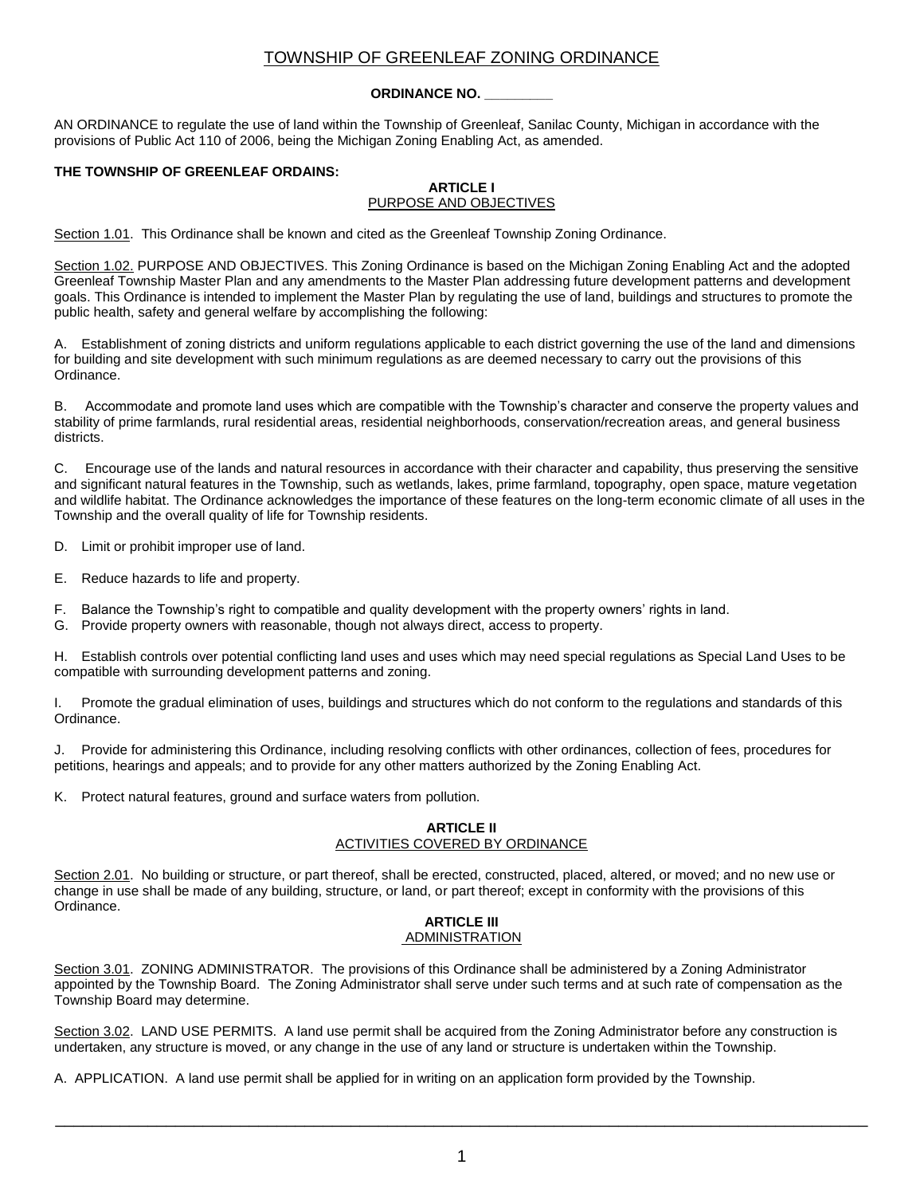# TOWNSHIP OF GREENLEAF ZONING ORDINANCE

**ORDINANCE NO. _________**

AN ORDINANCE to regulate the use of land within the Township of Greenleaf, Sanilac County, Michigan in accordance with the provisions of Public Act 110 of 2006, being the Michigan Zoning Enabling Act, as amended.

**THE TOWNSHIP OF GREENLEAF ORDAINS:**

## ARTICLE I
## PURPOSE AND OBJECTIVES

Section 1.01. This Ordinance shall be known and cited as the Greenleaf Township Zoning Ordinance.

Section 1.02. PURPOSE AND OBJECTIVES. This Zoning Ordinance is based on the Michigan Zoning Enabling Act and the adopted Greenleaf Township Master Plan and any amendments to the Master Plan addressing future development patterns and development goals. This Ordinance is intended to implement the Master Plan by regulating the use of land, buildings and structures to promote the public health, safety and general welfare by accomplishing the following:

A. Establishment of zoning districts and uniform regulations applicable to each district governing the use of the land and dimensions for building and site development with such minimum regulations as are deemed necessary to carry out the provisions of this Ordinance.

B. Accommodate and promote land uses which are compatible with the Township's character and conserve the property values and stability of prime farmlands, rural residential areas, residential neighborhoods, conservation/recreation areas, and general business districts.

C. Encourage use of the lands and natural resources in accordance with their character and capability, thus preserving the sensitive and significant natural features in the Township, such as wetlands, lakes, prime farmland, topography, open space, mature vegetation and wildlife habitat. The Ordinance acknowledges the importance of these features on the long-term economic climate of all uses in the Township and the overall quality of life for Township residents.

D. Limit or prohibit improper use of land.

E. Reduce hazards to life and property.

F. Balance the Township's right to compatible and quality development with the property owners' rights in land.

G. Provide property owners with reasonable, though not always direct, access to property.

H. Establish controls over potential conflicting land uses and uses which may need special regulations as Special Land Uses to be compatible with surrounding development patterns and zoning.

I. Promote the gradual elimination of uses, buildings and structures which do not conform to the regulations and standards of this Ordinance.

J. Provide for administering this Ordinance, including resolving conflicts with other ordinances, collection of fees, procedures for petitions, hearings and appeals; and to provide for any other matters authorized by the Zoning Enabling Act.

K. Protect natural features, ground and surface waters from pollution.

## ARTICLE II
## ACTIVITIES COVERED BY ORDINANCE

Section 2.01. No building or structure, or part thereof, shall be erected, constructed, placed, altered, or moved; and no new use or change in use shall be made of any building, structure, or land, or part thereof; except in conformity with the provisions of this Ordinance.

## ARTICLE III
## ADMINISTRATION

Section 3.01. ZONING ADMINISTRATOR. The provisions of this Ordinance shall be administered by a Zoning Administrator appointed by the Township Board. The Zoning Administrator shall serve under such terms and at such rate of compensation as the Township Board may determine.

Section 3.02. LAND USE PERMITS. A land use permit shall be acquired from the Zoning Administrator before any construction is undertaken, any structure is moved, or any change in the use of any land or structure is undertaken within the Township.

A. APPLICATION. A land use permit shall be applied for in writing on an application form provided by the Township.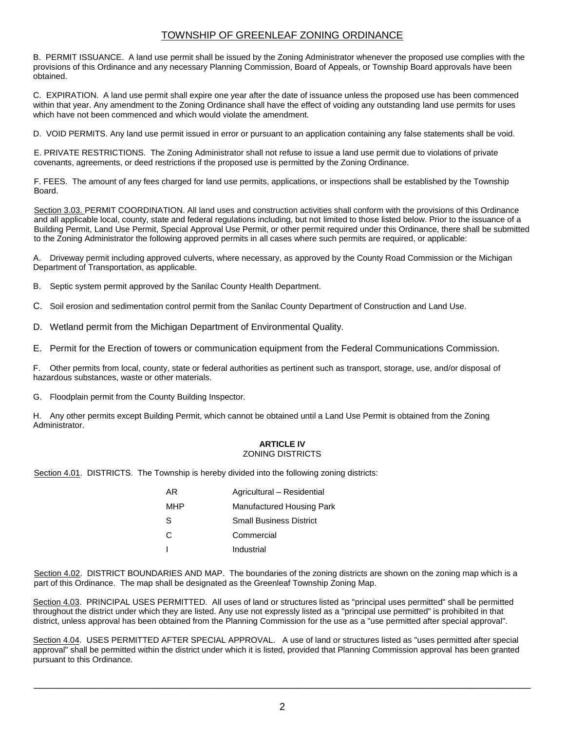B. PERMIT ISSUANCE. A land use permit shall be issued by the Zoning Administrator whenever the proposed use complies with the provisions of this Ordinance and any necessary Planning Commission, Board of Appeals, or Township Board approvals have been obtained.

C. EXPIRATION. A land use permit shall expire one year after the date of issuance unless the proposed use has been commenced within that year. Any amendment to the Zoning Ordinance shall have the effect of voiding any outstanding land use permits for uses which have not been commenced and which would violate the amendment.

D. VOID PERMITS. Any land use permit issued in error or pursuant to an application containing any false statements shall be void.

E. PRIVATE RESTRICTIONS. The Zoning Administrator shall not refuse to issue a land use permit due to violations of private covenants, agreements, or deed restrictions if the proposed use is permitted by the Zoning Ordinance.

F. FEES. The amount of any fees charged for land use permits, applications, or inspections shall be established by the Township Board.

Section 3.03. PERMIT COORDINATION. All land uses and construction activities shall conform with the provisions of this Ordinance and all applicable local, county, state and federal regulations including, but not limited to those listed below. Prior to the issuance of a Building Permit, Land Use Permit, Special Approval Use Permit, or other permit required under this Ordinance, there shall be submitted to the Zoning Administrator the following approved permits in all cases where such permits are required, or applicable:

A. Driveway permit including approved culverts, where necessary, as approved by the County Road Commission or the Michigan Department of Transportation, as applicable.

B. Septic system permit approved by the Sanilac County Health Department.

C. Soil erosion and sedimentation control permit from the Sanilac County Department of Construction and Land Use.

D. Wetland permit from the Michigan Department of Environmental Quality.

E. Permit for the Erection of towers or communication equipment from the Federal Communications Commission.

F. Other permits from local, county, state or federal authorities as pertinent such as transport, storage, use, and/or disposal of hazardous substances, waste or other materials.

G. Floodplain permit from the County Building Inspector.

H. Any other permits except Building Permit, which cannot be obtained until a Land Use Permit is obtained from the Zoning Administrator.

## ARTICLE IV
ZONING DISTRICTS

Section 4.01. DISTRICTS. The Township is hereby divided into the following zoning districts:

| | |
|---|---|
| AR | Agricultural – Residential |
| MHP | Manufactured Housing Park |
| S | Small Business District |
| C | Commercial |
| I | Industrial |

Section 4.02. DISTRICT BOUNDARIES AND MAP. The boundaries of the zoning districts are shown on the zoning map which is a part of this Ordinance. The map shall be designated as the Greenleaf Township Zoning Map.

Section 4.03. PRINCIPAL USES PERMITTED. All uses of land or structures listed as "principal uses permitted" shall be permitted throughout the district under which they are listed. Any use not expressly listed as a "principal use permitted" is prohibited in that district, unless approval has been obtained from the Planning Commission for the use as a "use permitted after special approval".

Section 4.04. USES PERMITTED AFTER SPECIAL APPROVAL. A use of land or structures listed as "uses permitted after special approval" shall be permitted within the district under which it is listed, provided that Planning Commission approval has been granted pursuant to this Ordinance.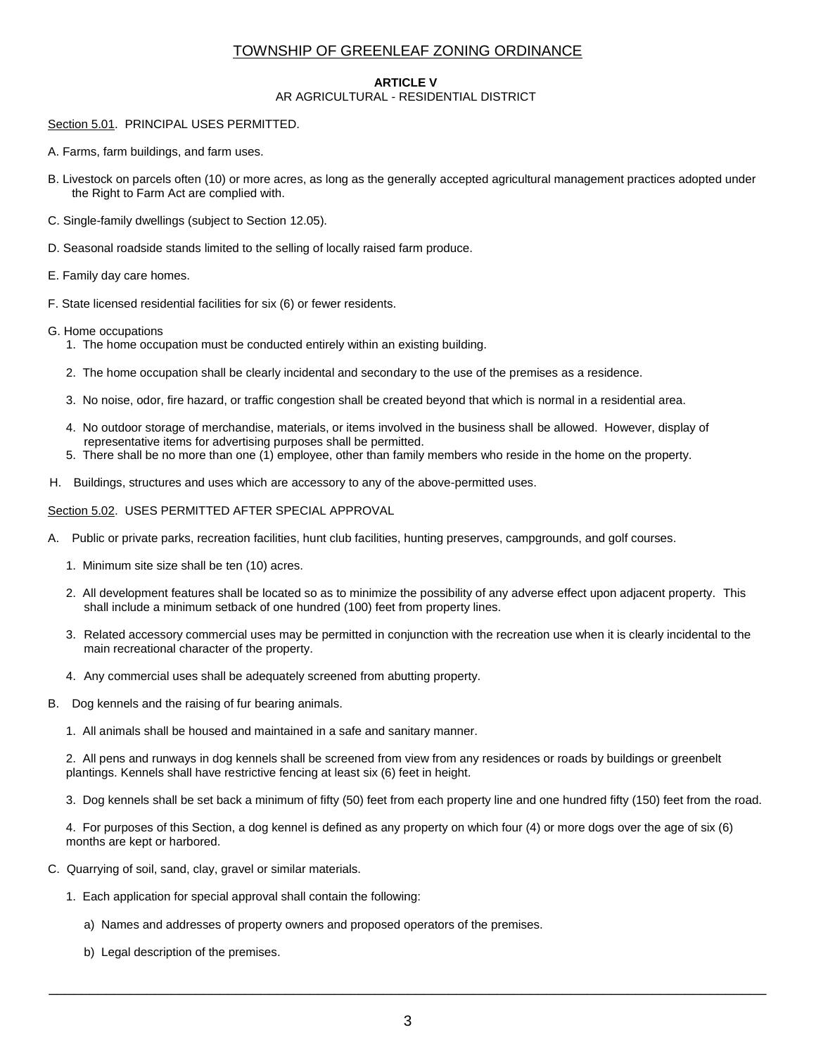# TOWNSHIP OF GREENLEAF ZONING ORDINANCE

## ARTICLE V
## AR AGRICULTURAL - RESIDENTIAL DISTRICT

Section 5.01. PRINCIPAL USES PERMITTED.

A. Farms, farm buildings, and farm uses.

B. Livestock on parcels often (10) or more acres, as long as the generally accepted agricultural management practices adopted under the Right to Farm Act are complied with.

C. Single-family dwellings (subject to Section 12.05).

D. Seasonal roadside stands limited to the selling of locally raised farm produce.

E. Family day care homes.

F. State licensed residential facilities for six (6) or fewer residents.

G. Home occupations

1. The home occupation must be conducted entirely within an existing building.
2. The home occupation shall be clearly incidental and secondary to the use of the premises as a residence.
3. No noise, odor, fire hazard, or traffic congestion shall be created beyond that which is normal in a residential area.
4. No outdoor storage of merchandise, materials, or items involved in the business shall be allowed. However, display of representative items for advertising purposes shall be permitted.
5. There shall be no more than one (1) employee, other than family members who reside in the home on the property.

H. Buildings, structures and uses which are accessory to any of the above-permitted uses.

Section 5.02. USES PERMITTED AFTER SPECIAL APPROVAL

A. Public or private parks, recreation facilities, hunt club facilities, hunting preserves, campgrounds, and golf courses.

1. Minimum site size shall be ten (10) acres.
2. All development features shall be located so as to minimize the possibility of any adverse effect upon adjacent property. This shall include a minimum setback of one hundred (100) feet from property lines.
3. Related accessory commercial uses may be permitted in conjunction with the recreation use when it is clearly incidental to the main recreational character of the property.
4. Any commercial uses shall be adequately screened from abutting property.

B. Dog kennels and the raising of fur bearing animals.

1. All animals shall be housed and maintained in a safe and sanitary manner.
2. All pens and runways in dog kennels shall be screened from view from any residences or roads by buildings or greenbelt plantings. Kennels shall have restrictive fencing at least six (6) feet in height.
3. Dog kennels shall be set back a minimum of fifty (50) feet from each property line and one hundred fifty (150) feet from the road.
4. For purposes of this Section, a dog kennel is defined as any property on which four (4) or more dogs over the age of six (6) months are kept or harbored.

C. Quarrying of soil, sand, clay, gravel or similar materials.

1. Each application for special approval shall contain the following:

   a) Names and addresses of property owners and proposed operators of the premises.

   b) Legal description of the premises.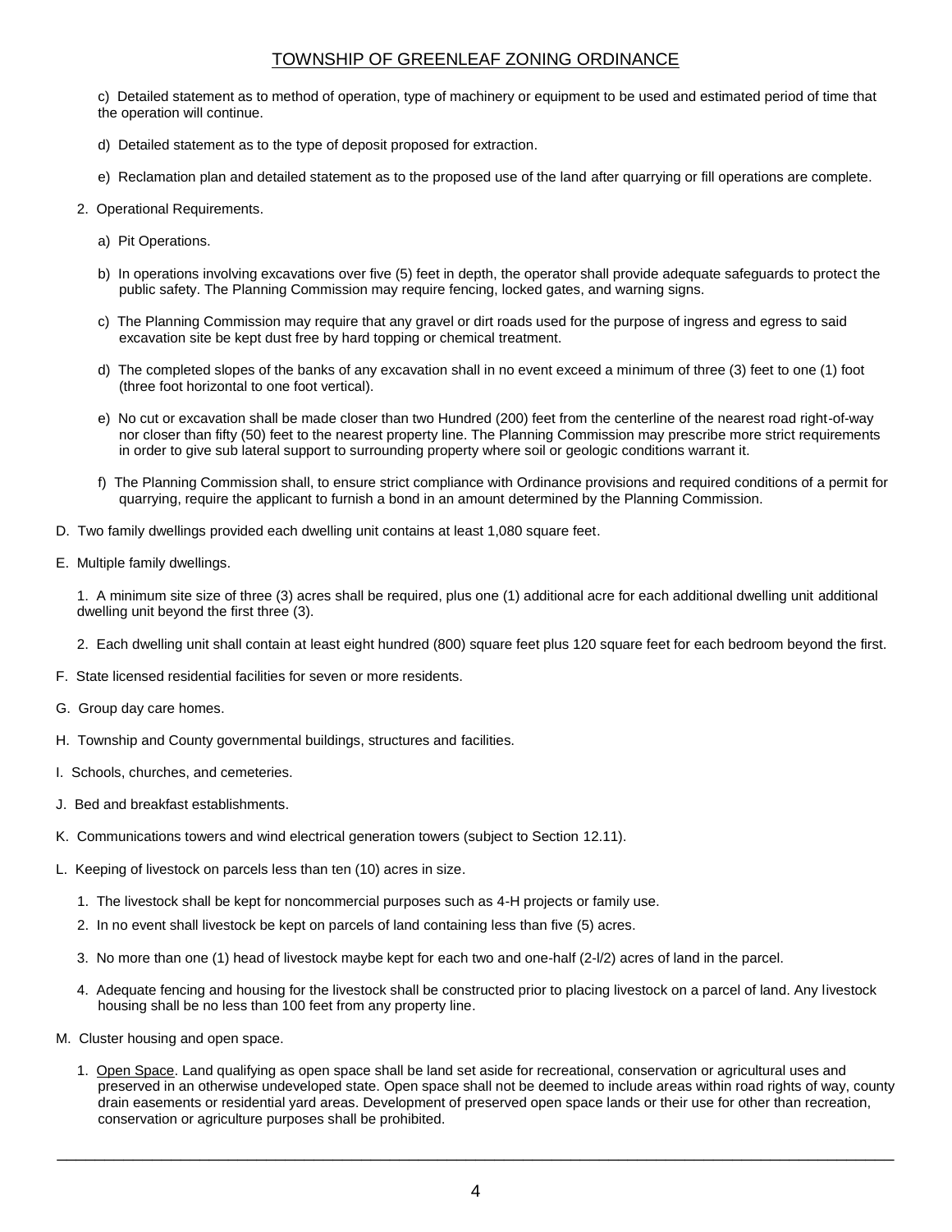c) Detailed statement as to method of operation, type of machinery or equipment to be used and estimated period of time that the operation will continue.

d) Detailed statement as to the type of deposit proposed for extraction.

e) Reclamation plan and detailed statement as to the proposed use of the land after quarrying or fill operations are complete.

2. Operational Requirements.

a) Pit Operations.

b) In operations involving excavations over five (5) feet in depth, the operator shall provide adequate safeguards to protect the public safety. The Planning Commission may require fencing, locked gates, and warning signs.

c) The Planning Commission may require that any gravel or dirt roads used for the purpose of ingress and egress to said excavation site be kept dust free by hard topping or chemical treatment.

d) The completed slopes of the banks of any excavation shall in no event exceed a minimum of three (3) feet to one (1) foot (three foot horizontal to one foot vertical).

e) No cut or excavation shall be made closer than two Hundred (200) feet from the centerline of the nearest road right-of-way nor closer than fifty (50) feet to the nearest property line. The Planning Commission may prescribe more strict requirements in order to give sub lateral support to surrounding property where soil or geologic conditions warrant it.

f) The Planning Commission shall, to ensure strict compliance with Ordinance provisions and required conditions of a permit for quarrying, require the applicant to furnish a bond in an amount determined by the Planning Commission.

D. Two family dwellings provided each dwelling unit contains at least 1,080 square feet.

E. Multiple family dwellings.

1. A minimum site size of three (3) acres shall be required, plus one (1) additional acre for each additional dwelling unit additional dwelling unit beyond the first three (3).

2. Each dwelling unit shall contain at least eight hundred (800) square feet plus 120 square feet for each bedroom beyond the first.

F. State licensed residential facilities for seven or more residents.

G. Group day care homes.

H. Township and County governmental buildings, structures and facilities.

I. Schools, churches, and cemeteries.

J. Bed and breakfast establishments.

K. Communications towers and wind electrical generation towers (subject to Section 12.11).

L. Keeping of livestock on parcels less than ten (10) acres in size.

1. The livestock shall be kept for noncommercial purposes such as 4-H projects or family use.

2. In no event shall livestock be kept on parcels of land containing less than five (5) acres.

3. No more than one (1) head of livestock maybe kept for each two and one-half (2-l/2) acres of land in the parcel.

4. Adequate fencing and housing for the livestock shall be constructed prior to placing livestock on a parcel of land. Any livestock housing shall be no less than 100 feet from any property line.

M. Cluster housing and open space.

1. Open Space. Land qualifying as open space shall be land set aside for recreational, conservation or agricultural uses and preserved in an otherwise undeveloped state. Open space shall not be deemed to include areas within road rights of way, county drain easements or residential yard areas. Development of preserved open space lands or their use for other than recreation, conservation or agriculture purposes shall be prohibited.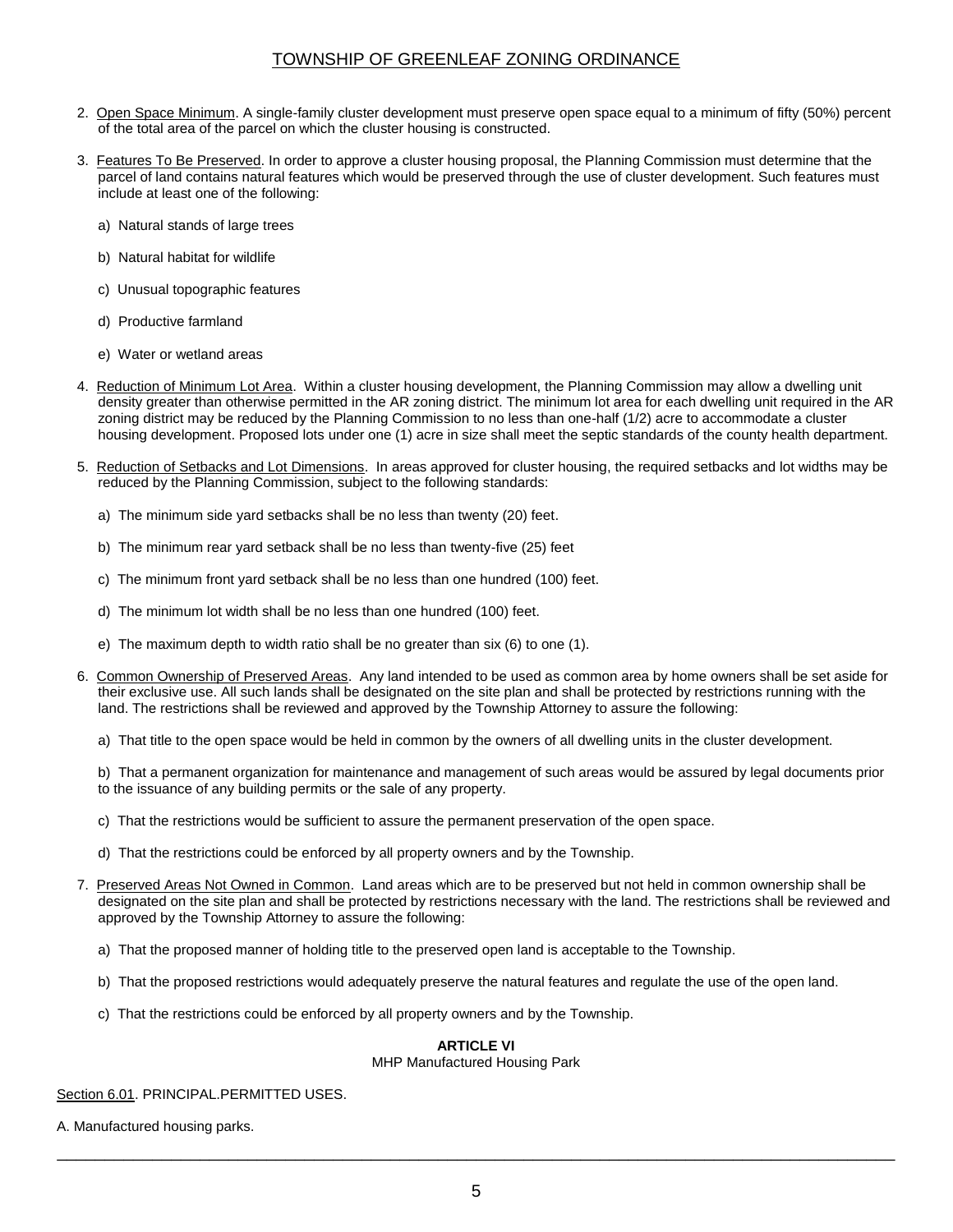2. Open Space Minimum. A single-family cluster development must preserve open space equal to a minimum of fifty (50%) percent of the total area of the parcel on which the cluster housing is constructed.

3. Features To Be Preserved. In order to approve a cluster housing proposal, the Planning Commission must determine that the parcel of land contains natural features which would be preserved through the use of cluster development. Such features must include at least one of the following:

   a) Natural stands of large trees

   b) Natural habitat for wildlife

   c) Unusual topographic features

   d) Productive farmland

   e) Water or wetland areas

4. Reduction of Minimum Lot Area. Within a cluster housing development, the Planning Commission may allow a dwelling unit density greater than otherwise permitted in the AR zoning district. The minimum lot area for each dwelling unit required in the AR zoning district may be reduced by the Planning Commission to no less than one-half (1/2) acre to accommodate a cluster housing development. Proposed lots under one (1) acre in size shall meet the septic standards of the county health department.

5. Reduction of Setbacks and Lot Dimensions. In areas approved for cluster housing, the required setbacks and lot widths may be reduced by the Planning Commission, subject to the following standards:

   a) The minimum side yard setbacks shall be no less than twenty (20) feet.

   b) The minimum rear yard setback shall be no less than twenty-five (25) feet

   c) The minimum front yard setback shall be no less than one hundred (100) feet.

   d) The minimum lot width shall be no less than one hundred (100) feet.

   e) The maximum depth to width ratio shall be no greater than six (6) to one (1).

6. Common Ownership of Preserved Areas. Any land intended to be used as common area by home owners shall be set aside for their exclusive use. All such lands shall be designated on the site plan and shall be protected by restrictions running with the land. The restrictions shall be reviewed and approved by the Township Attorney to assure the following:

   a) That title to the open space would be held in common by the owners of all dwelling units in the cluster development.

   b) That a permanent organization for maintenance and management of such areas would be assured by legal documents prior to the issuance of any building permits or the sale of any property.

   c) That the restrictions would be sufficient to assure the permanent preservation of the open space.

   d) That the restrictions could be enforced by all property owners and by the Township.

7. Preserved Areas Not Owned in Common. Land areas which are to be preserved but not held in common ownership shall be designated on the site plan and shall be protected by restrictions necessary with the land. The restrictions shall be reviewed and approved by the Township Attorney to assure the following:

   a) That the proposed manner of holding title to the preserved open land is acceptable to the Township.

   b) That the proposed restrictions would adequately preserve the natural features and regulate the use of the open land.

   c) That the restrictions could be enforced by all property owners and by the Township.

## ARTICLE VI
MHP Manufactured Housing Park

Section 6.01. PRINCIPAL.PERMITTED USES.

A. Manufactured housing parks.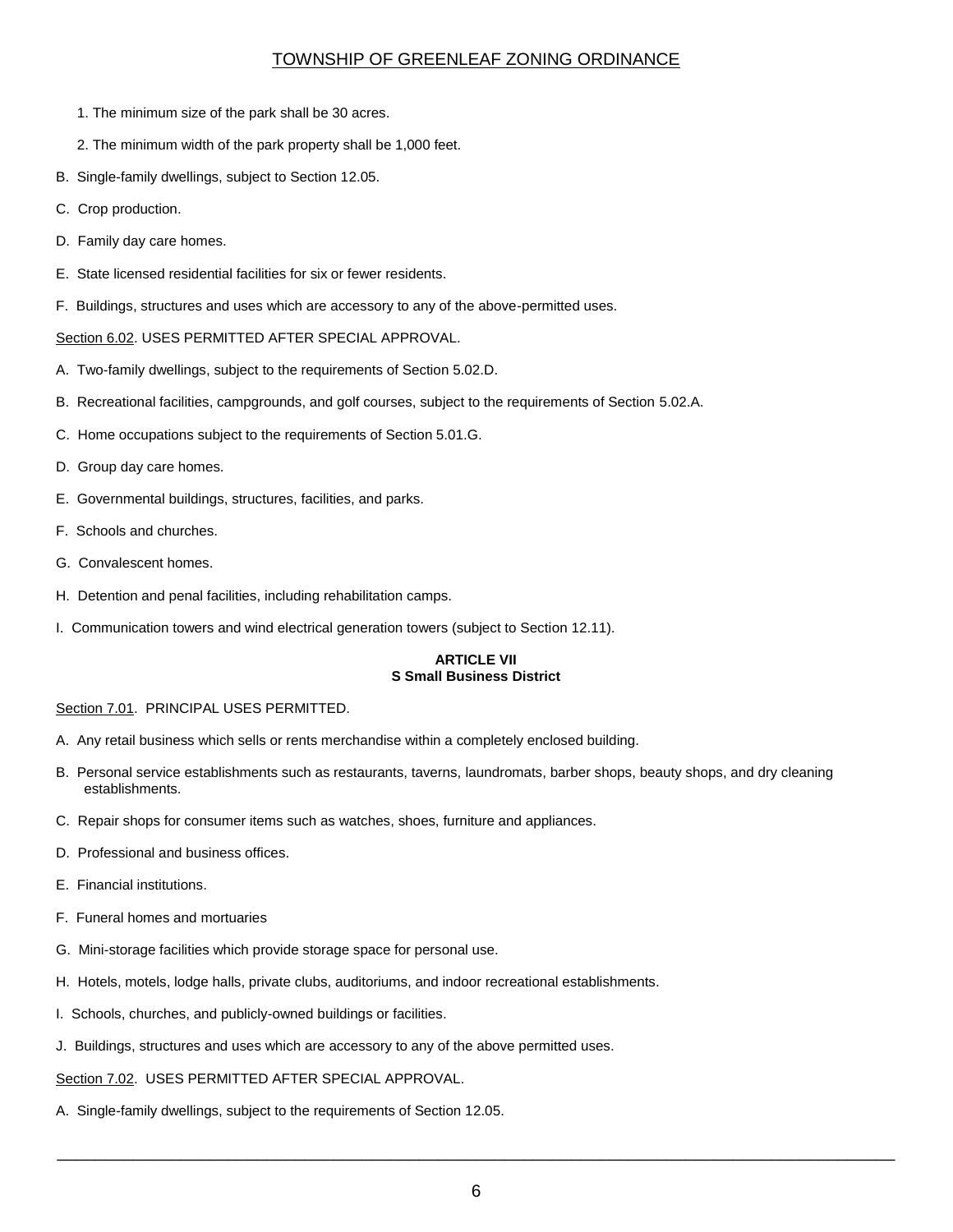1. The minimum size of the park shall be 30 acres.
2. The minimum width of the park property shall be 1,000 feet.

B. Single-family dwellings, subject to Section 12.05.

C. Crop production.

D. Family day care homes.

E. State licensed residential facilities for six or fewer residents.

F. Buildings, structures and uses which are accessory to any of the above-permitted uses.

Section 6.02. USES PERMITTED AFTER SPECIAL APPROVAL.

A. Two-family dwellings, subject to the requirements of Section 5.02.D.

B. Recreational facilities, campgrounds, and golf courses, subject to the requirements of Section 5.02.A.

C. Home occupations subject to the requirements of Section 5.01.G.

D. Group day care homes.

E. Governmental buildings, structures, facilities, and parks.

F. Schools and churches.

G. Convalescent homes.

H. Detention and penal facilities, including rehabilitation camps.

I. Communication towers and wind electrical generation towers (subject to Section 12.11).

## ARTICLE VII
## S Small Business District

Section 7.01. PRINCIPAL USES PERMITTED.

A. Any retail business which sells or rents merchandise within a completely enclosed building.

B. Personal service establishments such as restaurants, taverns, laundromats, barber shops, beauty shops, and dry cleaning establishments.

C. Repair shops for consumer items such as watches, shoes, furniture and appliances.

D. Professional and business offices.

E. Financial institutions.

F. Funeral homes and mortuaries

G. Mini-storage facilities which provide storage space for personal use.

H. Hotels, motels, lodge halls, private clubs, auditoriums, and indoor recreational establishments.

I. Schools, churches, and publicly-owned buildings or facilities.

J. Buildings, structures and uses which are accessory to any of the above permitted uses.

Section 7.02. USES PERMITTED AFTER SPECIAL APPROVAL.

A. Single-family dwellings, subject to the requirements of Section 12.05.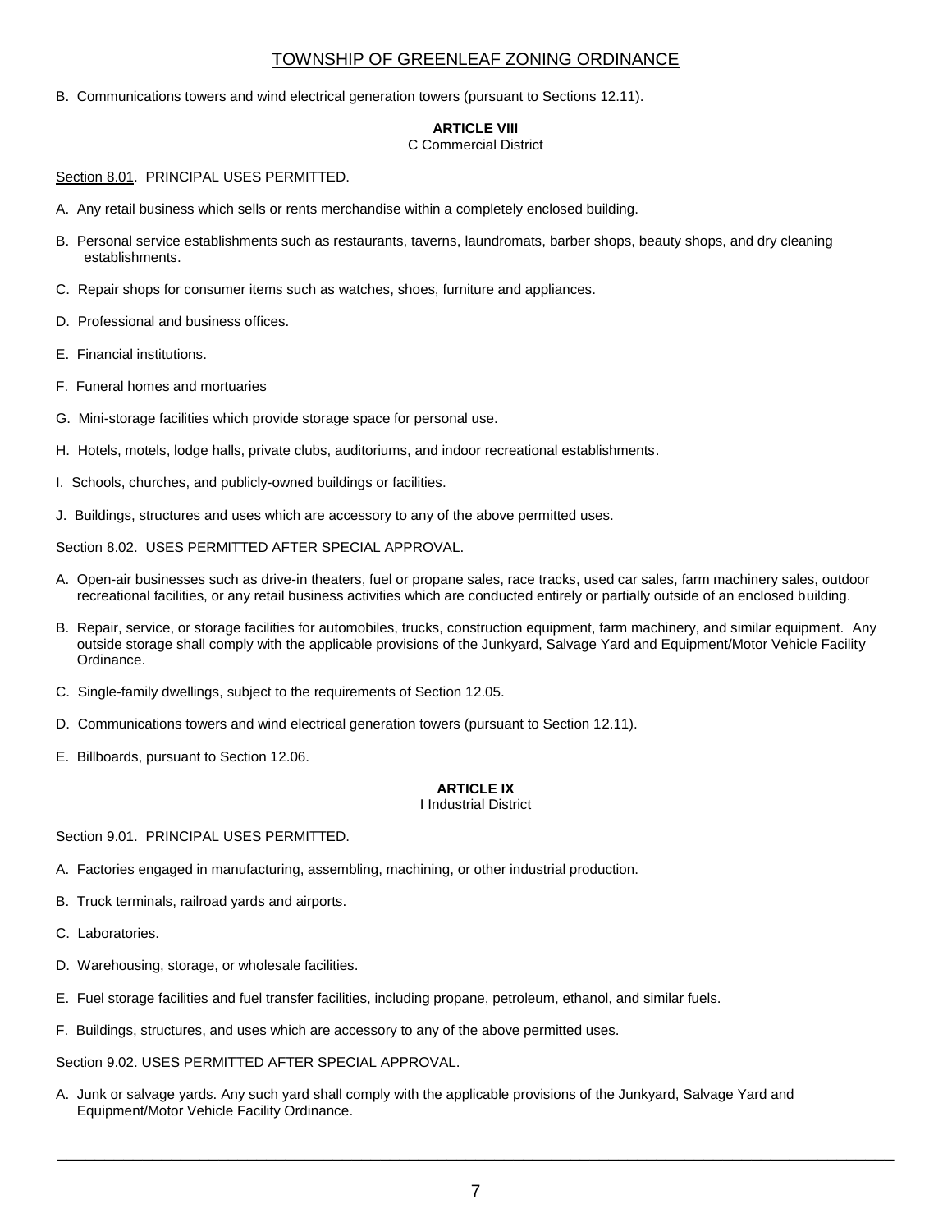B. Communications towers and wind electrical generation towers (pursuant to Sections 12.11).

## ARTICLE VIII
C Commercial District

Section 8.01. PRINCIPAL USES PERMITTED.

A. Any retail business which sells or rents merchandise within a completely enclosed building.

B. Personal service establishments such as restaurants, taverns, laundromats, barber shops, beauty shops, and dry cleaning establishments.

C. Repair shops for consumer items such as watches, shoes, furniture and appliances.

D. Professional and business offices.

E. Financial institutions.

F. Funeral homes and mortuaries

G. Mini-storage facilities which provide storage space for personal use.

H. Hotels, motels, lodge halls, private clubs, auditoriums, and indoor recreational establishments.

I. Schools, churches, and publicly-owned buildings or facilities.

J. Buildings, structures and uses which are accessory to any of the above permitted uses.

Section 8.02. USES PERMITTED AFTER SPECIAL APPROVAL.

A. Open-air businesses such as drive-in theaters, fuel or propane sales, race tracks, used car sales, farm machinery sales, outdoor recreational facilities, or any retail business activities which are conducted entirely or partially outside of an enclosed building.

B. Repair, service, or storage facilities for automobiles, trucks, construction equipment, farm machinery, and similar equipment. Any outside storage shall comply with the applicable provisions of the Junkyard, Salvage Yard and Equipment/Motor Vehicle Facility Ordinance.

C. Single-family dwellings, subject to the requirements of Section 12.05.

D. Communications towers and wind electrical generation towers (pursuant to Section 12.11).

E. Billboards, pursuant to Section 12.06.

## ARTICLE IX
I Industrial District

Section 9.01. PRINCIPAL USES PERMITTED.

A. Factories engaged in manufacturing, assembling, machining, or other industrial production.

B. Truck terminals, railroad yards and airports.

C. Laboratories.

D. Warehousing, storage, or wholesale facilities.

E. Fuel storage facilities and fuel transfer facilities, including propane, petroleum, ethanol, and similar fuels.

F. Buildings, structures, and uses which are accessory to any of the above permitted uses.

Section 9.02. USES PERMITTED AFTER SPECIAL APPROVAL.

A. Junk or salvage yards. Any such yard shall comply with the applicable provisions of the Junkyard, Salvage Yard and Equipment/Motor Vehicle Facility Ordinance.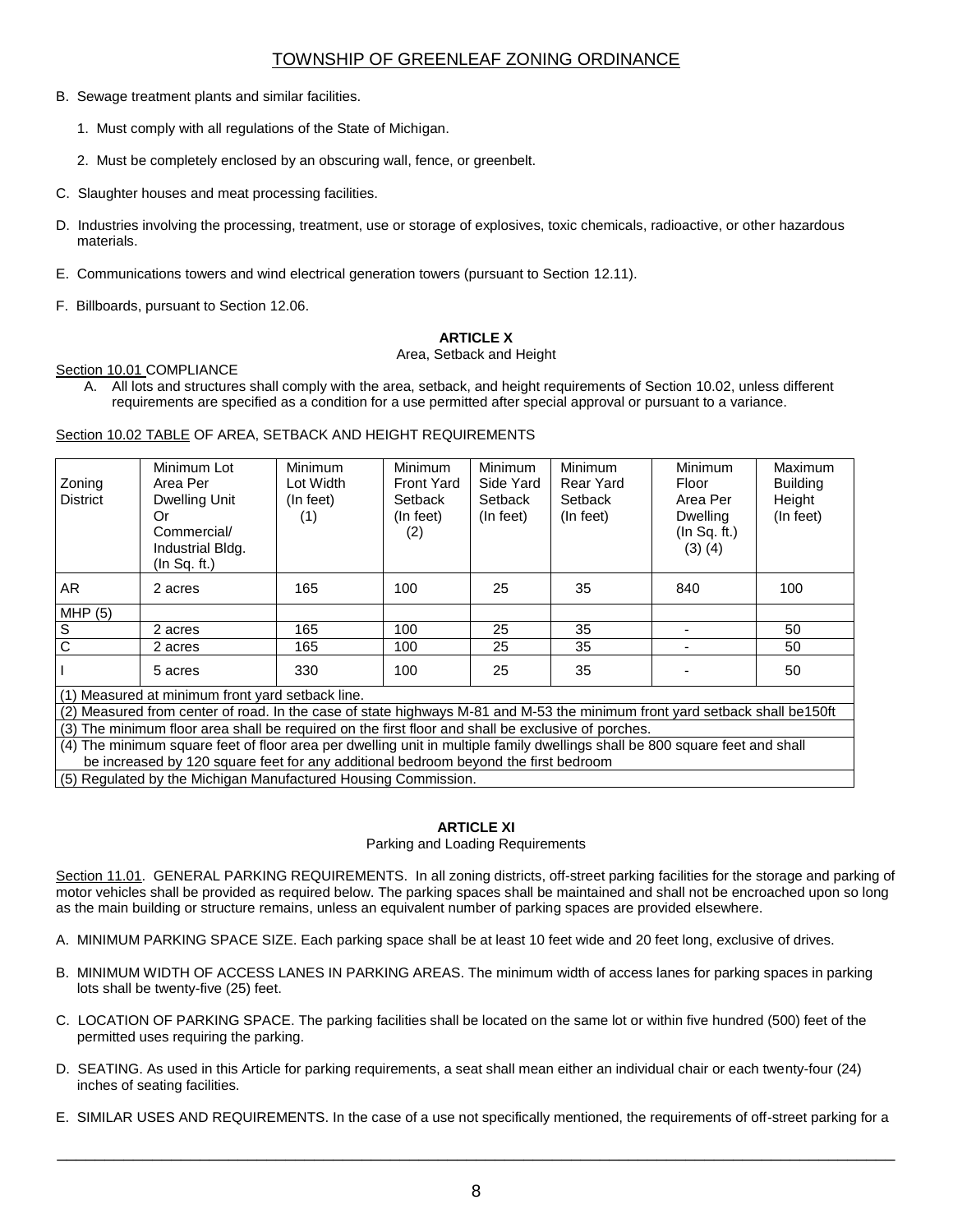B. Sewage treatment plants and similar facilities.

   1. Must comply with all regulations of the State of Michigan.

   2. Must be completely enclosed by an obscuring wall, fence, or greenbelt.

C. Slaughter houses and meat processing facilities.

D. Industries involving the processing, treatment, use or storage of explosives, toxic chemicals, radioactive, or other hazardous materials.

E. Communications towers and wind electrical generation towers (pursuant to Section 12.11).

F. Billboards, pursuant to Section 12.06.

## ARTICLE X

Area, Setback and Height

Section 10.01 COMPLIANCE

A. All lots and structures shall comply with the area, setback, and height requirements of Section 10.02, unless different requirements are specified as a condition for a use permitted after special approval or pursuant to a variance.

Section 10.02 TABLE OF AREA, SETBACK AND HEIGHT REQUIREMENTS

| Zoning District | Minimum Lot Area Per Dwelling Unit Or Commercial/ Industrial Bldg. (In Sq. ft.) | Minimum Lot Width (In feet) (1) | Minimum Front Yard Setback (In feet) (2) | Minimum Side Yard Setback (In feet) | Minimum Rear Yard Setback (In feet) | Minimum Floor Area Per Dwelling (In Sq. ft.) (3) (4) | Maximum Building Height (In feet) |
|---|---|---|---|---|---|---|---|
| AR | 2 acres | 165 | 100 | 25 | 35 | 840 | 100 |
| MHP (5) | | | | | | | |
| S | 2 acres | 165 | 100 | 25 | 35 | - | 50 |
| C | 2 acres | 165 | 100 | 25 | 35 | - | 50 |
| I | 5 acres | 330 | 100 | 25 | 35 | - | 50 |

(1) Measured at minimum front yard setback line.

(2) Measured from center of road. In the case of state highways M-81 and M-53 the minimum front yard setback shall be150ft

(3) The minimum floor area shall be required on the first floor and shall be exclusive of porches.

(4) The minimum square feet of floor area per dwelling unit in multiple family dwellings shall be 800 square feet and shall be increased by 120 square feet for any additional bedroom beyond the first bedroom

(5) Regulated by the Michigan Manufactured Housing Commission.

## ARTICLE XI

Parking and Loading Requirements

Section 11.01. GENERAL PARKING REQUIREMENTS. In all zoning districts, off-street parking facilities for the storage and parking of motor vehicles shall be provided as required below. The parking spaces shall be maintained and shall not be encroached upon so long as the main building or structure remains, unless an equivalent number of parking spaces are provided elsewhere.

A. MINIMUM PARKING SPACE SIZE. Each parking space shall be at least 10 feet wide and 20 feet long, exclusive of drives.

B. MINIMUM WIDTH OF ACCESS LANES IN PARKING AREAS. The minimum width of access lanes for parking spaces in parking lots shall be twenty-five (25) feet.

C. LOCATION OF PARKING SPACE. The parking facilities shall be located on the same lot or within five hundred (500) feet of the permitted uses requiring the parking.

D. SEATING. As used in this Article for parking requirements, a seat shall mean either an individual chair or each twenty-four (24) inches of seating facilities.

E. SIMILAR USES AND REQUIREMENTS. In the case of a use not specifically mentioned, the requirements of off-street parking for a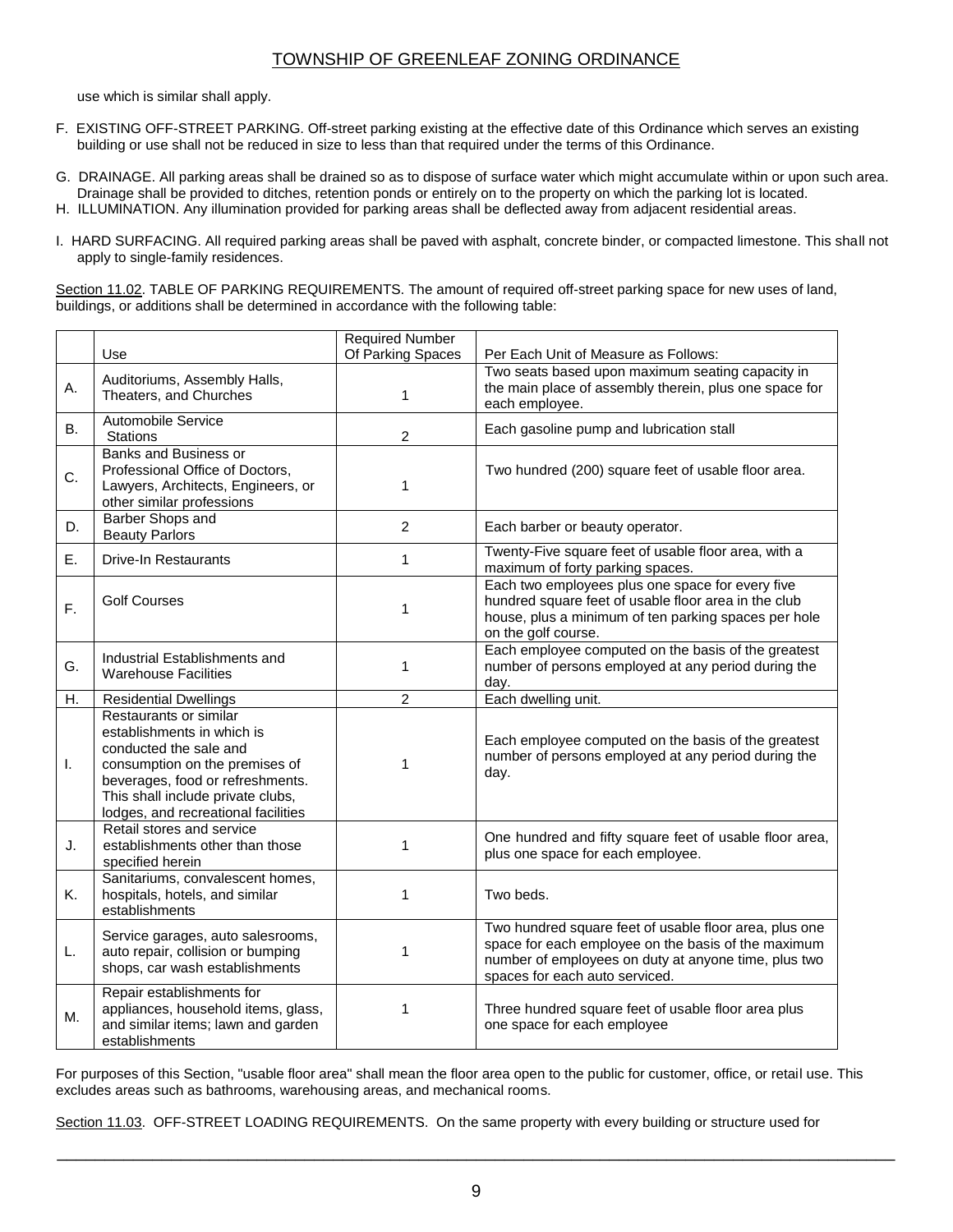use which is similar shall apply.

F. EXISTING OFF-STREET PARKING. Off-street parking existing at the effective date of this Ordinance which serves an existing building or use shall not be reduced in size to less than that required under the terms of this Ordinance.

G. DRAINAGE. All parking areas shall be drained so as to dispose of surface water which might accumulate within or upon such area. Drainage shall be provided to ditches, retention ponds or entirely on to the property on which the parking lot is located.

H. ILLUMINATION. Any illumination provided for parking areas shall be deflected away from adjacent residential areas.

I. HARD SURFACING. All required parking areas shall be paved with asphalt, concrete binder, or compacted limestone. This shall not apply to single-family residences.

Section 11.02. TABLE OF PARKING REQUIREMENTS. The amount of required off-street parking space for new uses of land, buildings, or additions shall be determined in accordance with the following table:

| | Use | Required Number Of Parking Spaces | Per Each Unit of Measure as Follows: |
|---|---|---|---|
| A. | Auditoriums, Assembly Halls, Theaters, and Churches | 1 | Two seats based upon maximum seating capacity in the main place of assembly therein, plus one space for each employee. |
| B. | Automobile Service Stations | 2 | Each gasoline pump and lubrication stall |
| C. | Banks and Business or Professional Office of Doctors, Lawyers, Architects, Engineers, or other similar professions | 1 | Two hundred (200) square feet of usable floor area. |
| D. | Barber Shops and Beauty Parlors | 2 | Each barber or beauty operator. |
| E. | Drive-In Restaurants | 1 | Twenty-Five square feet of usable floor area, with a maximum of forty parking spaces. |
| F. | Golf Courses | 1 | Each two employees plus one space for every five hundred square feet of usable floor area in the club house, plus a minimum of ten parking spaces per hole on the golf course. |
| G. | Industrial Establishments and Warehouse Facilities | 1 | Each employee computed on the basis of the greatest number of persons employed at any period during the day. |
| H. | Residential Dwellings | 2 | Each dwelling unit. |
| I. | Restaurants or similar establishments in which is conducted the sale and consumption on the premises of beverages, food or refreshments. This shall include private clubs, lodges, and recreational facilities | 1 | Each employee computed on the basis of the greatest number of persons employed at any period during the day. |
| J. | Retail stores and service establishments other than those specified herein | 1 | One hundred and fifty square feet of usable floor area, plus one space for each employee. |
| K. | Sanitariums, convalescent homes, hospitals, hotels, and similar establishments | 1 | Two beds. |
| L. | Service garages, auto salesrooms, auto repair, collision or bumping shops, car wash establishments | 1 | Two hundred square feet of usable floor area, plus one space for each employee on the basis of the maximum number of employees on duty at anyone time, plus two spaces for each auto serviced. |
| M. | Repair establishments for appliances, household items, glass, and similar items; lawn and garden establishments | 1 | Three hundred square feet of usable floor area plus one space for each employee |

For purposes of this Section, "usable floor area" shall mean the floor area open to the public for customer, office, or retail use. This excludes areas such as bathrooms, warehousing areas, and mechanical rooms.

Section 11.03. OFF-STREET LOADING REQUIREMENTS. On the same property with every building or structure used for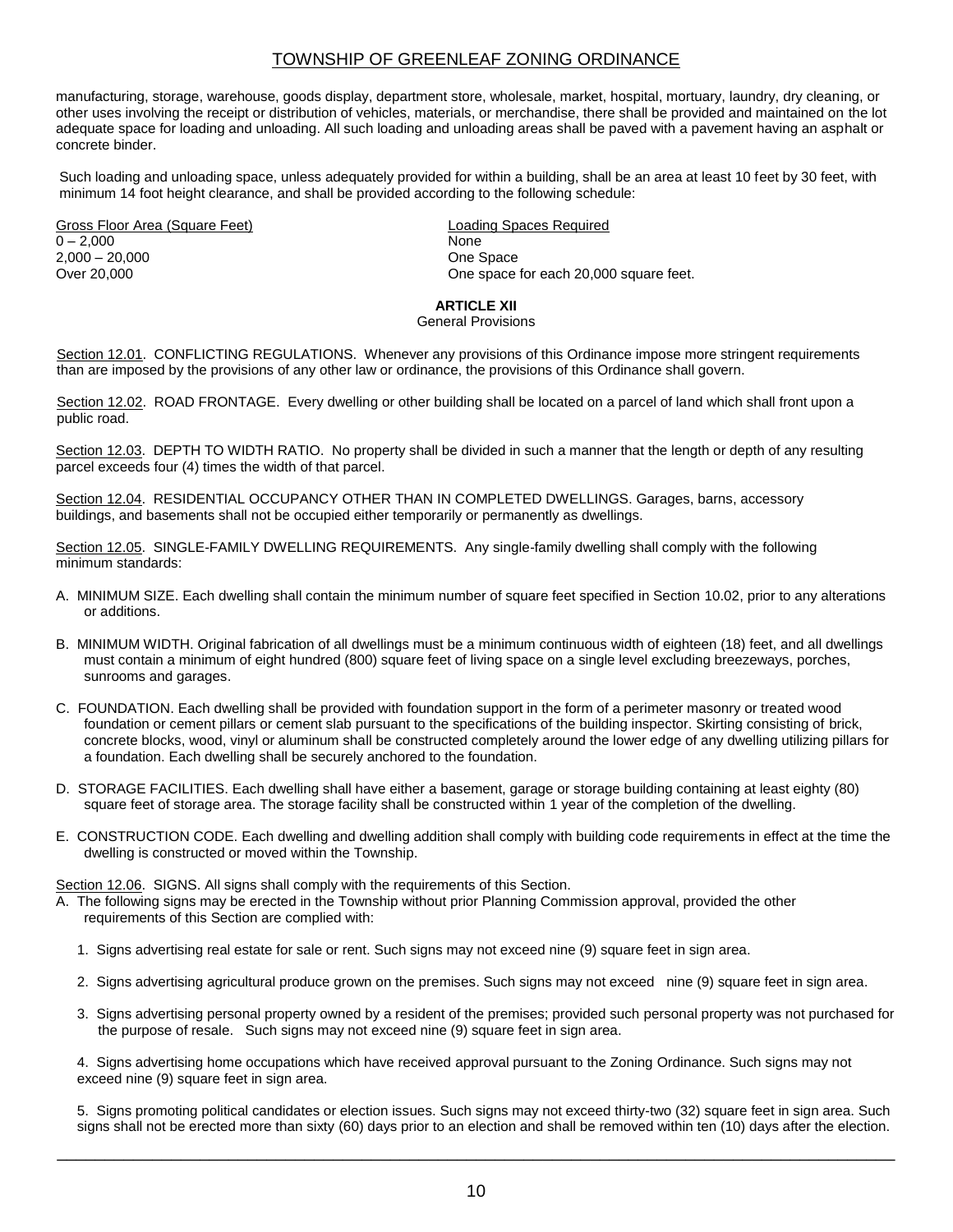manufacturing, storage, warehouse, goods display, department store, wholesale, market, hospital, mortuary, laundry, dry cleaning, or other uses involving the receipt or distribution of vehicles, materials, or merchandise, there shall be provided and maintained on the lot adequate space for loading and unloading. All such loading and unloading areas shall be paved with a pavement having an asphalt or concrete binder.

Such loading and unloading space, unless adequately provided for within a building, shall be an area at least 10 feet by 30 feet, with minimum 14 foot height clearance, and shall be provided according to the following schedule:

| Gross Floor Area (Square Feet) | Loading Spaces Required |
|---|---|
| 0 – 2,000 | None |
| 2,000 – 20,000 | One Space |
| Over 20,000 | One space for each 20,000 square feet. |

## ARTICLE XII
General Provisions

Section 12.01. CONFLICTING REGULATIONS. Whenever any provisions of this Ordinance impose more stringent requirements than are imposed by the provisions of any other law or ordinance, the provisions of this Ordinance shall govern.

Section 12.02. ROAD FRONTAGE. Every dwelling or other building shall be located on a parcel of land which shall front upon a public road.

Section 12.03. DEPTH TO WIDTH RATIO. No property shall be divided in such a manner that the length or depth of any resulting parcel exceeds four (4) times the width of that parcel.

Section 12.04. RESIDENTIAL OCCUPANCY OTHER THAN IN COMPLETED DWELLINGS. Garages, barns, accessory buildings, and basements shall not be occupied either temporarily or permanently as dwellings.

Section 12.05. SINGLE-FAMILY DWELLING REQUIREMENTS. Any single-family dwelling shall comply with the following minimum standards:

A. MINIMUM SIZE. Each dwelling shall contain the minimum number of square feet specified in Section 10.02, prior to any alterations or additions.

B. MINIMUM WIDTH. Original fabrication of all dwellings must be a minimum continuous width of eighteen (18) feet, and all dwellings must contain a minimum of eight hundred (800) square feet of living space on a single level excluding breezeways, porches, sunrooms and garages.

C. FOUNDATION. Each dwelling shall be provided with foundation support in the form of a perimeter masonry or treated wood foundation or cement pillars or cement slab pursuant to the specifications of the building inspector. Skirting consisting of brick, concrete blocks, wood, vinyl or aluminum shall be constructed completely around the lower edge of any dwelling utilizing pillars for a foundation. Each dwelling shall be securely anchored to the foundation.

D. STORAGE FACILITIES. Each dwelling shall have either a basement, garage or storage building containing at least eighty (80) square feet of storage area. The storage facility shall be constructed within 1 year of the completion of the dwelling.

E. CONSTRUCTION CODE. Each dwelling and dwelling addition shall comply with building code requirements in effect at the time the dwelling is constructed or moved within the Township.

Section 12.06. SIGNS. All signs shall comply with the requirements of this Section.

A. The following signs may be erected in the Township without prior Planning Commission approval, provided the other requirements of this Section are complied with:

1. Signs advertising real estate for sale or rent. Such signs may not exceed nine (9) square feet in sign area.

2. Signs advertising agricultural produce grown on the premises. Such signs may not exceed nine (9) square feet in sign area.

3. Signs advertising personal property owned by a resident of the premises; provided such personal property was not purchased for the purpose of resale. Such signs may not exceed nine (9) square feet in sign area.

4. Signs advertising home occupations which have received approval pursuant to the Zoning Ordinance. Such signs may not exceed nine (9) square feet in sign area.

5. Signs promoting political candidates or election issues. Such signs may not exceed thirty-two (32) square feet in sign area. Such signs shall not be erected more than sixty (60) days prior to an election and shall be removed within ten (10) days after the election.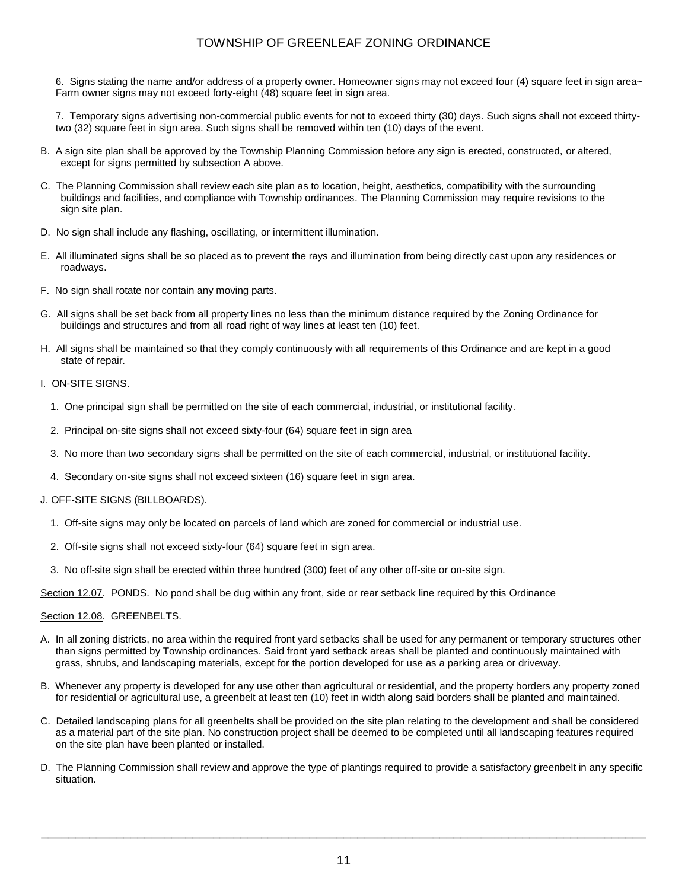6. Signs stating the name and/or address of a property owner. Homeowner signs may not exceed four (4) square feet in sign area~ Farm owner signs may not exceed forty-eight (48) square feet in sign area.

7. Temporary signs advertising non-commercial public events for not to exceed thirty (30) days. Such signs shall not exceed thirty-two (32) square feet in sign area. Such signs shall be removed within ten (10) days of the event.

B. A sign site plan shall be approved by the Township Planning Commission before any sign is erected, constructed, or altered, except for signs permitted by subsection A above.

C. The Planning Commission shall review each site plan as to location, height, aesthetics, compatibility with the surrounding buildings and facilities, and compliance with Township ordinances. The Planning Commission may require revisions to the sign site plan.

D. No sign shall include any flashing, oscillating, or intermittent illumination.

E. All illuminated signs shall be so placed as to prevent the rays and illumination from being directly cast upon any residences or roadways.

F. No sign shall rotate nor contain any moving parts.

G. All signs shall be set back from all property lines no less than the minimum distance required by the Zoning Ordinance for buildings and structures and from all road right of way lines at least ten (10) feet.

H. All signs shall be maintained so that they comply continuously with all requirements of this Ordinance and are kept in a good state of repair.

I. ON-SITE SIGNS.

1. One principal sign shall be permitted on the site of each commercial, industrial, or institutional facility.

2. Principal on-site signs shall not exceed sixty-four (64) square feet in sign area

3. No more than two secondary signs shall be permitted on the site of each commercial, industrial, or institutional facility.

4. Secondary on-site signs shall not exceed sixteen (16) square feet in sign area.

J. OFF-SITE SIGNS (BILLBOARDS).

1. Off-site signs may only be located on parcels of land which are zoned for commercial or industrial use.

2. Off-site signs shall not exceed sixty-four (64) square feet in sign area.

3. No off-site sign shall be erected within three hundred (300) feet of any other off-site or on-site sign.

Section 12.07. PONDS. No pond shall be dug within any front, side or rear setback line required by this Ordinance

Section 12.08. GREENBELTS.

A. In all zoning districts, no area within the required front yard setbacks shall be used for any permanent or temporary structures other than signs permitted by Township ordinances. Said front yard setback areas shall be planted and continuously maintained with grass, shrubs, and landscaping materials, except for the portion developed for use as a parking area or driveway.

B. Whenever any property is developed for any use other than agricultural or residential, and the property borders any property zoned for residential or agricultural use, a greenbelt at least ten (10) feet in width along said borders shall be planted and maintained.

C. Detailed landscaping plans for all greenbelts shall be provided on the site plan relating to the development and shall be considered as a material part of the site plan. No construction project shall be deemed to be completed until all landscaping features required on the site plan have been planted or installed.

D. The Planning Commission shall review and approve the type of plantings required to provide a satisfactory greenbelt in any specific situation.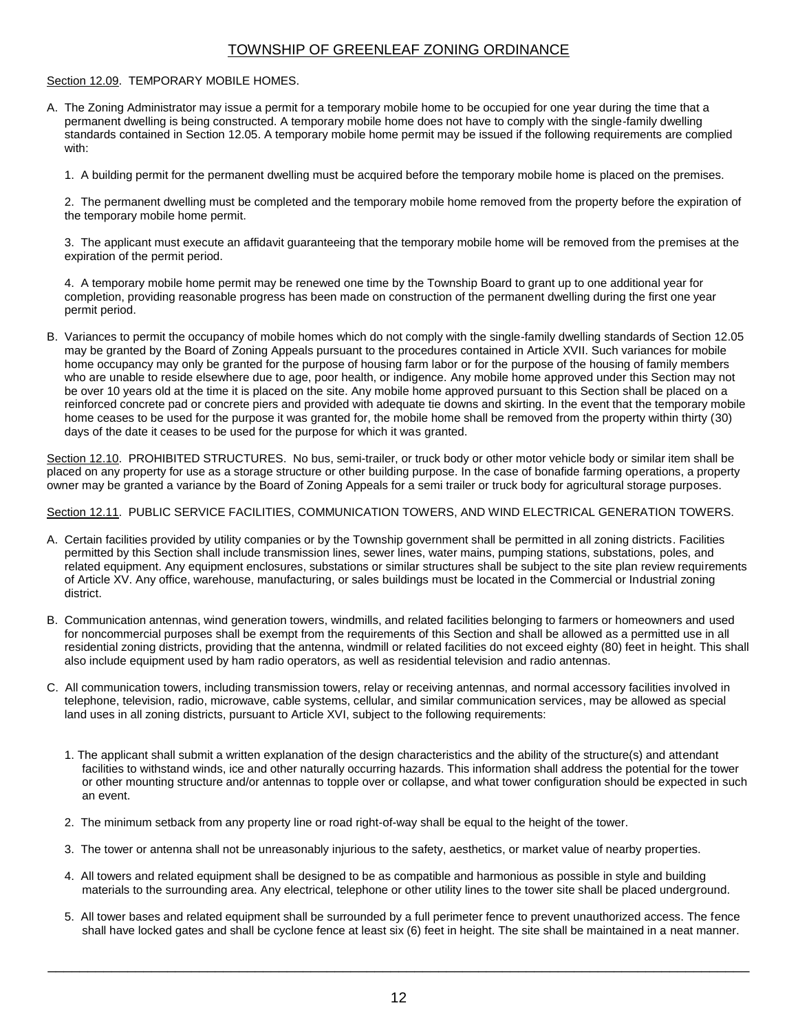Section 12.09. TEMPORARY MOBILE HOMES.

A. The Zoning Administrator may issue a permit for a temporary mobile home to be occupied for one year during the time that a permanent dwelling is being constructed. A temporary mobile home does not have to comply with the single-family dwelling standards contained in Section 12.05. A temporary mobile home permit may be issued if the following requirements are complied with:

   1. A building permit for the permanent dwelling must be acquired before the temporary mobile home is placed on the premises.

   2. The permanent dwelling must be completed and the temporary mobile home removed from the property before the expiration of the temporary mobile home permit.

   3. The applicant must execute an affidavit guaranteeing that the temporary mobile home will be removed from the premises at the expiration of the permit period.

   4. A temporary mobile home permit may be renewed one time by the Township Board to grant up to one additional year for completion, providing reasonable progress has been made on construction of the permanent dwelling during the first one year permit period.

B. Variances to permit the occupancy of mobile homes which do not comply with the single-family dwelling standards of Section 12.05 may be granted by the Board of Zoning Appeals pursuant to the procedures contained in Article XVII. Such variances for mobile home occupancy may only be granted for the purpose of housing farm labor or for the purpose of the housing of family members who are unable to reside elsewhere due to age, poor health, or indigence. Any mobile home approved under this Section may not be over 10 years old at the time it is placed on the site. Any mobile home approved pursuant to this Section shall be placed on a reinforced concrete pad or concrete piers and provided with adequate tie downs and skirting. In the event that the temporary mobile home ceases to be used for the purpose it was granted for, the mobile home shall be removed from the property within thirty (30) days of the date it ceases to be used for the purpose for which it was granted.

Section 12.10. PROHIBITED STRUCTURES. No bus, semi-trailer, or truck body or other motor vehicle body or similar item shall be placed on any property for use as a storage structure or other building purpose. In the case of bonafide farming operations, a property owner may be granted a variance by the Board of Zoning Appeals for a semi trailer or truck body for agricultural storage purposes.

Section 12.11. PUBLIC SERVICE FACILITIES, COMMUNICATION TOWERS, AND WIND ELECTRICAL GENERATION TOWERS.

A. Certain facilities provided by utility companies or by the Township government shall be permitted in all zoning districts. Facilities permitted by this Section shall include transmission lines, sewer lines, water mains, pumping stations, substations, poles, and related equipment. Any equipment enclosures, substations or similar structures shall be subject to the site plan review requirements of Article XV. Any office, warehouse, manufacturing, or sales buildings must be located in the Commercial or Industrial zoning district.

B. Communication antennas, wind generation towers, windmills, and related facilities belonging to farmers or homeowners and used for noncommercial purposes shall be exempt from the requirements of this Section and shall be allowed as a permitted use in all residential zoning districts, providing that the antenna, windmill or related facilities do not exceed eighty (80) feet in height. This shall also include equipment used by ham radio operators, as well as residential television and radio antennas.

C. All communication towers, including transmission towers, relay or receiving antennas, and normal accessory facilities involved in telephone, television, radio, microwave, cable systems, cellular, and similar communication services, may be allowed as special land uses in all zoning districts, pursuant to Article XVI, subject to the following requirements:

   1. The applicant shall submit a written explanation of the design characteristics and the ability of the structure(s) and attendant facilities to withstand winds, ice and other naturally occurring hazards. This information shall address the potential for the tower or other mounting structure and/or antennas to topple over or collapse, and what tower configuration should be expected in such an event.

   2. The minimum setback from any property line or road right-of-way shall be equal to the height of the tower.

   3. The tower or antenna shall not be unreasonably injurious to the safety, aesthetics, or market value of nearby properties.

   4. All towers and related equipment shall be designed to be as compatible and harmonious as possible in style and building materials to the surrounding area. Any electrical, telephone or other utility lines to the tower site shall be placed underground.

   5. All tower bases and related equipment shall be surrounded by a full perimeter fence to prevent unauthorized access. The fence shall have locked gates and shall be cyclone fence at least six (6) feet in height. The site shall be maintained in a neat manner.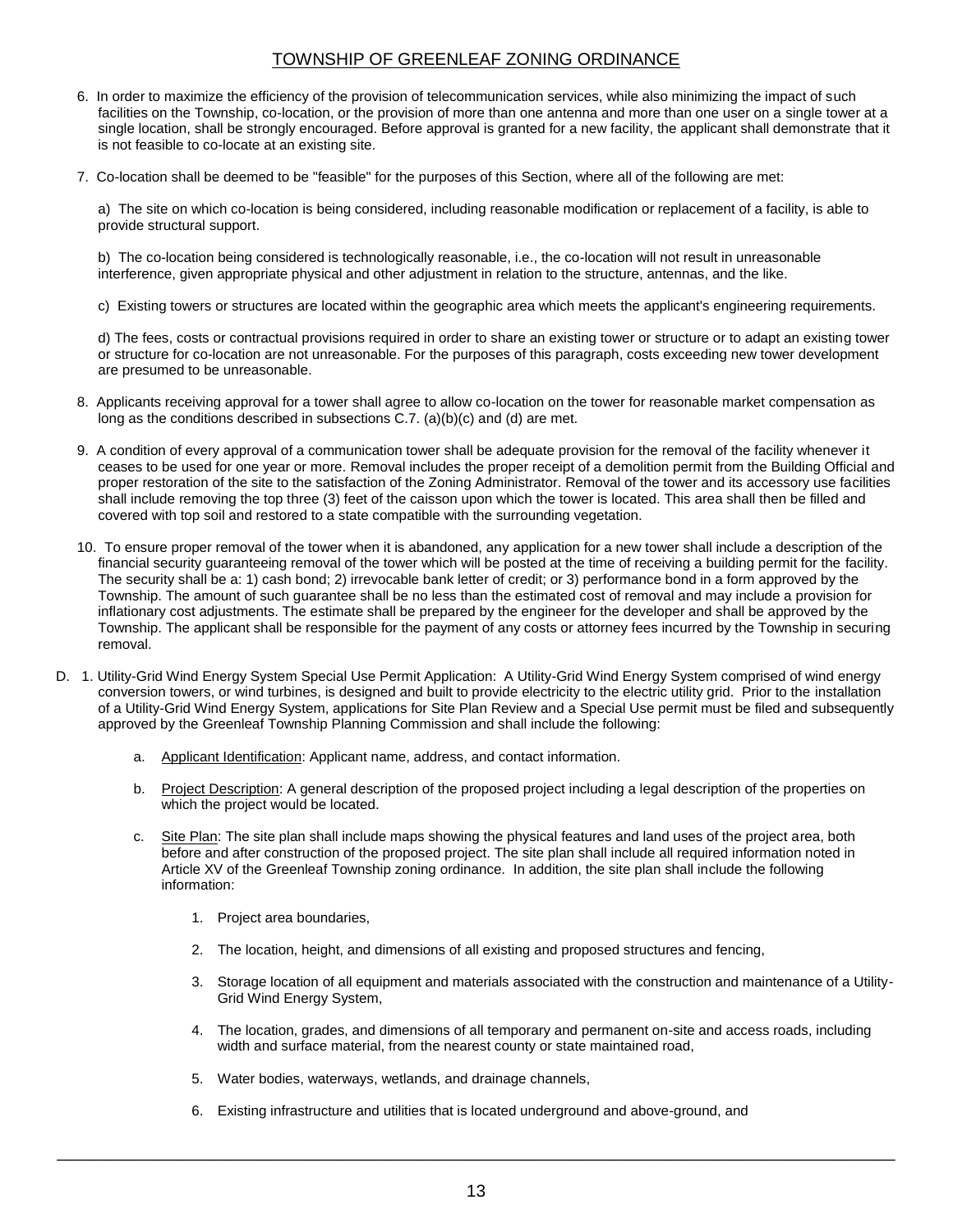6. In order to maximize the efficiency of the provision of telecommunication services, while also minimizing the impact of such facilities on the Township, co-location, or the provision of more than one antenna and more than one user on a single tower at a single location, shall be strongly encouraged. Before approval is granted for a new facility, the applicant shall demonstrate that it is not feasible to co-locate at an existing site.

7. Co-location shall be deemed to be "feasible" for the purposes of this Section, where all of the following are met:

   a) The site on which co-location is being considered, including reasonable modification or replacement of a facility, is able to provide structural support.

   b) The co-location being considered is technologically reasonable, i.e., the co-location will not result in unreasonable interference, given appropriate physical and other adjustment in relation to the structure, antennas, and the like.

   c) Existing towers or structures are located within the geographic area which meets the applicant's engineering requirements.

   d) The fees, costs or contractual provisions required in order to share an existing tower or structure or to adapt an existing tower or structure for co-location are not unreasonable. For the purposes of this paragraph, costs exceeding new tower development are presumed to be unreasonable.

8. Applicants receiving approval for a tower shall agree to allow co-location on the tower for reasonable market compensation as long as the conditions described in subsections C.7. (a)(b)(c) and (d) are met.

9. A condition of every approval of a communication tower shall be adequate provision for the removal of the facility whenever it ceases to be used for one year or more. Removal includes the proper receipt of a demolition permit from the Building Official and proper restoration of the site to the satisfaction of the Zoning Administrator. Removal of the tower and its accessory use facilities shall include removing the top three (3) feet of the caisson upon which the tower is located. This area shall then be filled and covered with top soil and restored to a state compatible with the surrounding vegetation.

10. To ensure proper removal of the tower when it is abandoned, any application for a new tower shall include a description of the financial security guaranteeing removal of the tower which will be posted at the time of receiving a building permit for the facility. The security shall be a: 1) cash bond; 2) irrevocable bank letter of credit; or 3) performance bond in a form approved by the Township. The amount of such guarantee shall be no less than the estimated cost of removal and may include a provision for inflationary cost adjustments. The estimate shall be prepared by the engineer for the developer and shall be approved by the Township. The applicant shall be responsible for the payment of any costs or attorney fees incurred by the Township in securing removal.

D. 1. Utility-Grid Wind Energy System Special Use Permit Application: A Utility-Grid Wind Energy System comprised of wind energy conversion towers, or wind turbines, is designed and built to provide electricity to the electric utility grid. Prior to the installation of a Utility-Grid Wind Energy System, applications for Site Plan Review and a Special Use permit must be filed and subsequently approved by the Greenleaf Township Planning Commission and shall include the following:

   a. Applicant Identification: Applicant name, address, and contact information.

   b. Project Description: A general description of the proposed project including a legal description of the properties on which the project would be located.

   c. Site Plan: The site plan shall include maps showing the physical features and land uses of the project area, both before and after construction of the proposed project. The site plan shall include all required information noted in Article XV of the Greenleaf Township zoning ordinance. In addition, the site plan shall include the following information:

      1. Project area boundaries,

      2. The location, height, and dimensions of all existing and proposed structures and fencing,

      3. Storage location of all equipment and materials associated with the construction and maintenance of a Utility-Grid Wind Energy System,

      4. The location, grades, and dimensions of all temporary and permanent on-site and access roads, including width and surface material, from the nearest county or state maintained road,

      5. Water bodies, waterways, wetlands, and drainage channels,

      6. Existing infrastructure and utilities that is located underground and above-ground, and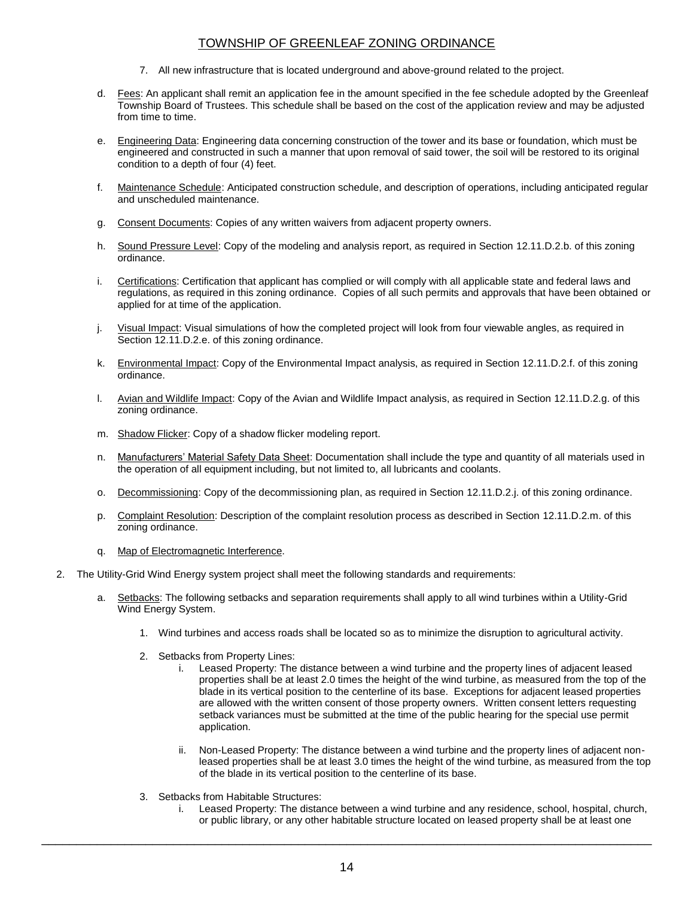7. All new infrastructure that is located underground and above-ground related to the project.

d. Fees: An applicant shall remit an application fee in the amount specified in the fee schedule adopted by the Greenleaf Township Board of Trustees. This schedule shall be based on the cost of the application review and may be adjusted from time to time.

e. Engineering Data: Engineering data concerning construction of the tower and its base or foundation, which must be engineered and constructed in such a manner that upon removal of said tower, the soil will be restored to its original condition to a depth of four (4) feet.

f. Maintenance Schedule: Anticipated construction schedule, and description of operations, including anticipated regular and unscheduled maintenance.

g. Consent Documents: Copies of any written waivers from adjacent property owners.

h. Sound Pressure Level: Copy of the modeling and analysis report, as required in Section 12.11.D.2.b. of this zoning ordinance.

i. Certifications: Certification that applicant has complied or will comply with all applicable state and federal laws and regulations, as required in this zoning ordinance. Copies of all such permits and approvals that have been obtained or applied for at time of the application.

j. Visual Impact: Visual simulations of how the completed project will look from four viewable angles, as required in Section 12.11.D.2.e. of this zoning ordinance.

k. Environmental Impact: Copy of the Environmental Impact analysis, as required in Section 12.11.D.2.f. of this zoning ordinance.

l. Avian and Wildlife Impact: Copy of the Avian and Wildlife Impact analysis, as required in Section 12.11.D.2.g. of this zoning ordinance.

m. Shadow Flicker: Copy of a shadow flicker modeling report.

n. Manufacturers' Material Safety Data Sheet: Documentation shall include the type and quantity of all materials used in the operation of all equipment including, but not limited to, all lubricants and coolants.

o. Decommissioning: Copy of the decommissioning plan, as required in Section 12.11.D.2.j. of this zoning ordinance.

p. Complaint Resolution: Description of the complaint resolution process as described in Section 12.11.D.2.m. of this zoning ordinance.

q. Map of Electromagnetic Interference.

2. The Utility-Grid Wind Energy system project shall meet the following standards and requirements:

   a. Setbacks: The following setbacks and separation requirements shall apply to all wind turbines within a Utility-Grid Wind Energy System.

      1. Wind turbines and access roads shall be located so as to minimize the disruption to agricultural activity.

      2. Setbacks from Property Lines:

         i. Leased Property: The distance between a wind turbine and the property lines of adjacent leased properties shall be at least 2.0 times the height of the wind turbine, as measured from the top of the blade in its vertical position to the centerline of its base. Exceptions for adjacent leased properties are allowed with the written consent of those property owners. Written consent letters requesting setback variances must be submitted at the time of the public hearing for the special use permit application.

         ii. Non-Leased Property: The distance between a wind turbine and the property lines of adjacent non-leased properties shall be at least 3.0 times the height of the wind turbine, as measured from the top of the blade in its vertical position to the centerline of its base.

      3. Setbacks from Habitable Structures:

         i. Leased Property: The distance between a wind turbine and any residence, school, hospital, church, or public library, or any other habitable structure located on leased property shall be at least one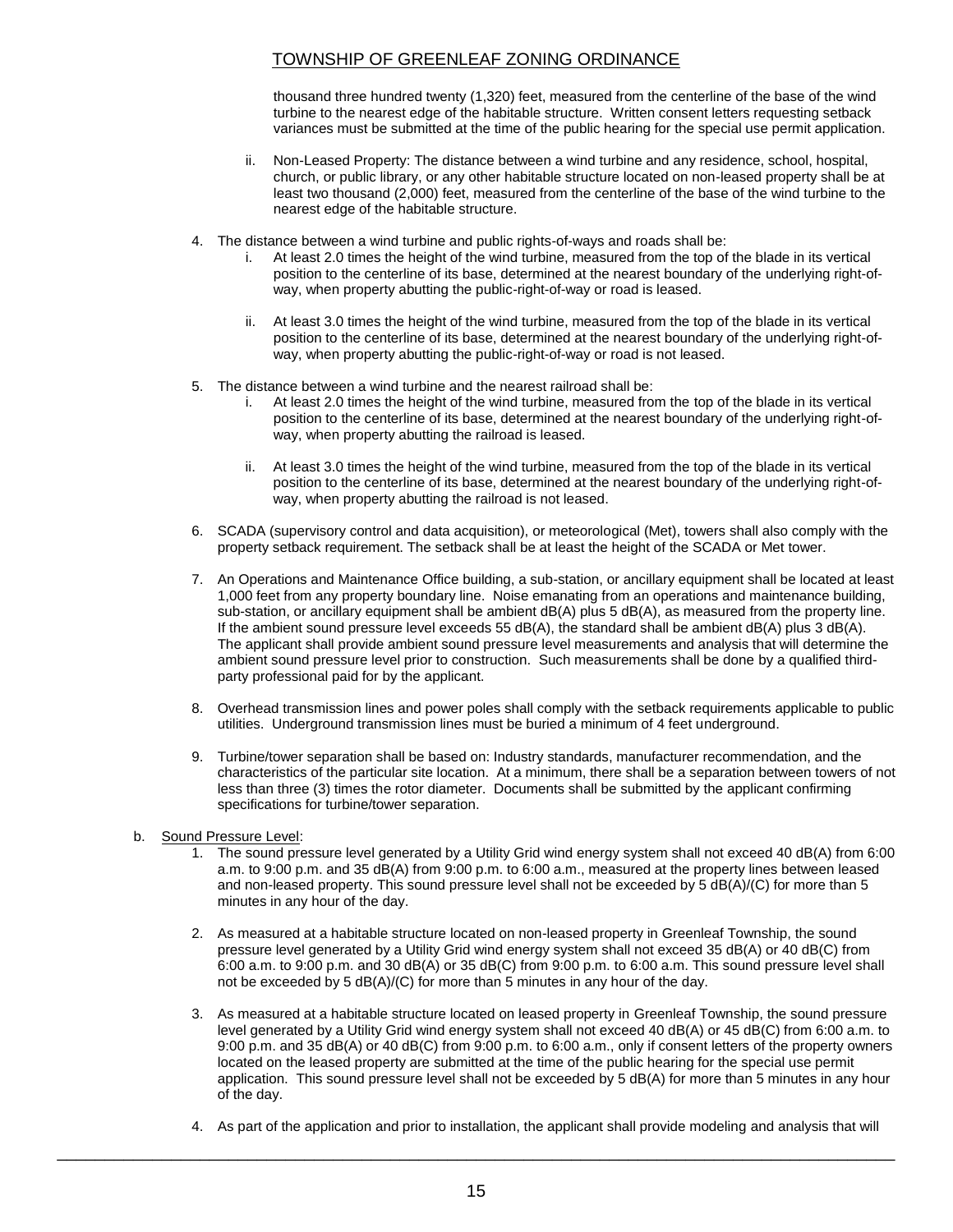thousand three hundred twenty (1,320) feet, measured from the centerline of the base of the wind turbine to the nearest edge of the habitable structure. Written consent letters requesting setback variances must be submitted at the time of the public hearing for the special use permit application.

ii. Non-Leased Property: The distance between a wind turbine and any residence, school, hospital, church, or public library, or any other habitable structure located on non-leased property shall be at least two thousand (2,000) feet, measured from the centerline of the base of the wind turbine to the nearest edge of the habitable structure.

4. The distance between a wind turbine and public rights-of-ways and roads shall be:
   i. At least 2.0 times the height of the wind turbine, measured from the top of the blade in its vertical position to the centerline of its base, determined at the nearest boundary of the underlying right-of-way, when property abutting the public-right-of-way or road is leased.

   ii. At least 3.0 times the height of the wind turbine, measured from the top of the blade in its vertical position to the centerline of its base, determined at the nearest boundary of the underlying right-of-way, when property abutting the public-right-of-way or road is not leased.

5. The distance between a wind turbine and the nearest railroad shall be:
   i. At least 2.0 times the height of the wind turbine, measured from the top of the blade in its vertical position to the centerline of its base, determined at the nearest boundary of the underlying right-of-way, when property abutting the railroad is leased.

   ii. At least 3.0 times the height of the wind turbine, measured from the top of the blade in its vertical position to the centerline of its base, determined at the nearest boundary of the underlying right-of-way, when property abutting the railroad is not leased.

6. SCADA (supervisory control and data acquisition), or meteorological (Met), towers shall also comply with the property setback requirement. The setback shall be at least the height of the SCADA or Met tower.

7. An Operations and Maintenance Office building, a sub-station, or ancillary equipment shall be located at least 1,000 feet from any property boundary line. Noise emanating from an operations and maintenance building, sub-station, or ancillary equipment shall be ambient dB(A) plus 5 dB(A), as measured from the property line. If the ambient sound pressure level exceeds 55 dB(A), the standard shall be ambient dB(A) plus 3 dB(A). The applicant shall provide ambient sound pressure level measurements and analysis that will determine the ambient sound pressure level prior to construction. Such measurements shall be done by a qualified third-party professional paid for by the applicant.

8. Overhead transmission lines and power poles shall comply with the setback requirements applicable to public utilities. Underground transmission lines must be buried a minimum of 4 feet underground.

9. Turbine/tower separation shall be based on: Industry standards, manufacturer recommendation, and the characteristics of the particular site location. At a minimum, there shall be a separation between towers of not less than three (3) times the rotor diameter. Documents shall be submitted by the applicant confirming specifications for turbine/tower separation.

b. Sound Pressure Level:

1. The sound pressure level generated by a Utility Grid wind energy system shall not exceed 40 dB(A) from 6:00 a.m. to 9:00 p.m. and 35 dB(A) from 9:00 p.m. to 6:00 a.m., measured at the property lines between leased and non-leased property. This sound pressure level shall not be exceeded by 5 dB(A)/(C) for more than 5 minutes in any hour of the day.

2. As measured at a habitable structure located on non-leased property in Greenleaf Township, the sound pressure level generated by a Utility Grid wind energy system shall not exceed 35 dB(A) or 40 dB(C) from 6:00 a.m. to 9:00 p.m. and 30 dB(A) or 35 dB(C) from 9:00 p.m. to 6:00 a.m. This sound pressure level shall not be exceeded by 5 dB(A)/(C) for more than 5 minutes in any hour of the day.

3. As measured at a habitable structure located on leased property in Greenleaf Township, the sound pressure level generated by a Utility Grid wind energy system shall not exceed 40 dB(A) or 45 dB(C) from 6:00 a.m. to 9:00 p.m. and 35 dB(A) or 40 dB(C) from 9:00 p.m. to 6:00 a.m., only if consent letters of the property owners located on the leased property are submitted at the time of the public hearing for the special use permit application. This sound pressure level shall not be exceeded by 5 dB(A) for more than 5 minutes in any hour of the day.

4. As part of the application and prior to installation, the applicant shall provide modeling and analysis that will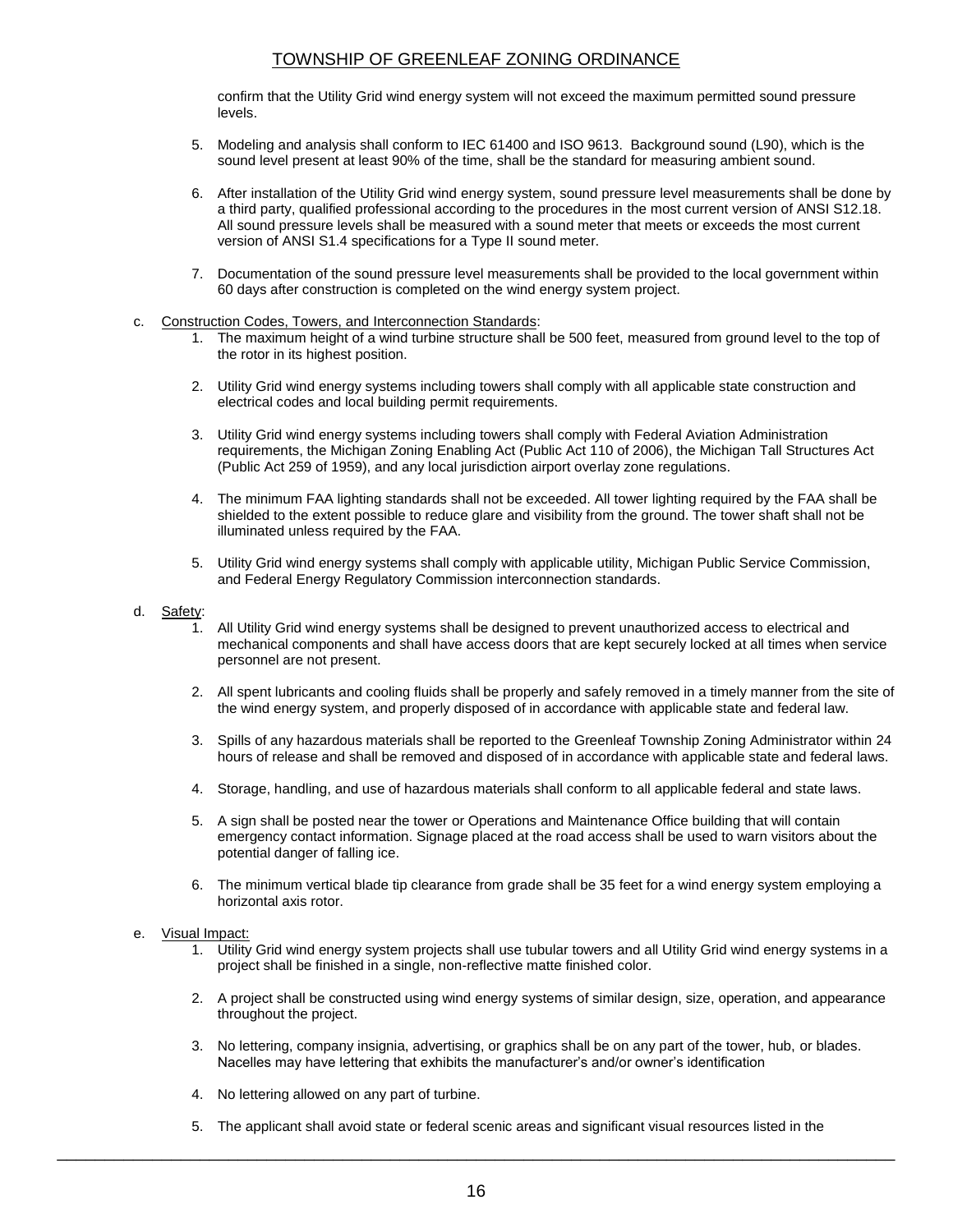confirm that the Utility Grid wind energy system will not exceed the maximum permitted sound pressure levels.

5. Modeling and analysis shall conform to IEC 61400 and ISO 9613. Background sound (L90), which is the sound level present at least 90% of the time, shall be the standard for measuring ambient sound.

6. After installation of the Utility Grid wind energy system, sound pressure level measurements shall be done by a third party, qualified professional according to the procedures in the most current version of ANSI S12.18. All sound pressure levels shall be measured with a sound meter that meets or exceeds the most current version of ANSI S1.4 specifications for a Type II sound meter.

7. Documentation of the sound pressure level measurements shall be provided to the local government within 60 days after construction is completed on the wind energy system project.

c. Construction Codes, Towers, and Interconnection Standards:

1. The maximum height of a wind turbine structure shall be 500 feet, measured from ground level to the top of the rotor in its highest position.

2. Utility Grid wind energy systems including towers shall comply with all applicable state construction and electrical codes and local building permit requirements.

3. Utility Grid wind energy systems including towers shall comply with Federal Aviation Administration requirements, the Michigan Zoning Enabling Act (Public Act 110 of 2006), the Michigan Tall Structures Act (Public Act 259 of 1959), and any local jurisdiction airport overlay zone regulations.

4. The minimum FAA lighting standards shall not be exceeded. All tower lighting required by the FAA shall be shielded to the extent possible to reduce glare and visibility from the ground. The tower shaft shall not be illuminated unless required by the FAA.

5. Utility Grid wind energy systems shall comply with applicable utility, Michigan Public Service Commission, and Federal Energy Regulatory Commission interconnection standards.

d. Safety:

1. All Utility Grid wind energy systems shall be designed to prevent unauthorized access to electrical and mechanical components and shall have access doors that are kept securely locked at all times when service personnel are not present.

2. All spent lubricants and cooling fluids shall be properly and safely removed in a timely manner from the site of the wind energy system, and properly disposed of in accordance with applicable state and federal law.

3. Spills of any hazardous materials shall be reported to the Greenleaf Township Zoning Administrator within 24 hours of release and shall be removed and disposed of in accordance with applicable state and federal laws.

4. Storage, handling, and use of hazardous materials shall conform to all applicable federal and state laws.

5. A sign shall be posted near the tower or Operations and Maintenance Office building that will contain emergency contact information. Signage placed at the road access shall be used to warn visitors about the potential danger of falling ice.

6. The minimum vertical blade tip clearance from grade shall be 35 feet for a wind energy system employing a horizontal axis rotor.

e. Visual Impact:

1. Utility Grid wind energy system projects shall use tubular towers and all Utility Grid wind energy systems in a project shall be finished in a single, non-reflective matte finished color.

2. A project shall be constructed using wind energy systems of similar design, size, operation, and appearance throughout the project.

3. No lettering, company insignia, advertising, or graphics shall be on any part of the tower, hub, or blades. Nacelles may have lettering that exhibits the manufacturer's and/or owner's identification

4. No lettering allowed on any part of turbine.

5. The applicant shall avoid state or federal scenic areas and significant visual resources listed in the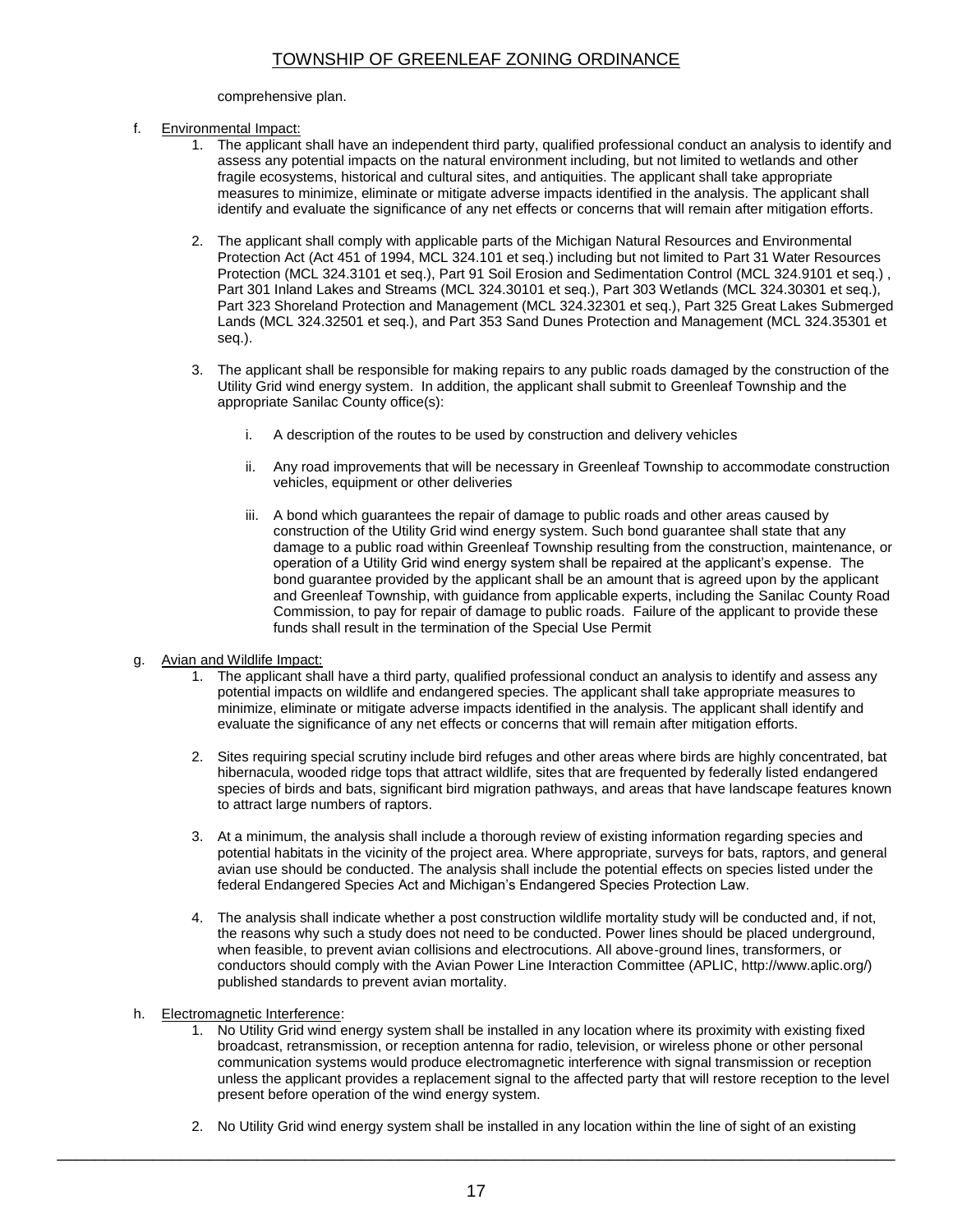comprehensive plan.

f. <u>Environmental Impact:</u>

   1. The applicant shall have an independent third party, qualified professional conduct an analysis to identify and assess any potential impacts on the natural environment including, but not limited to wetlands and other fragile ecosystems, historical and cultural sites, and antiquities. The applicant shall take appropriate measures to minimize, eliminate or mitigate adverse impacts identified in the analysis. The applicant shall identify and evaluate the significance of any net effects or concerns that will remain after mitigation efforts.

   2. The applicant shall comply with applicable parts of the Michigan Natural Resources and Environmental Protection Act (Act 451 of 1994, MCL 324.101 et seq.) including but not limited to Part 31 Water Resources Protection (MCL 324.3101 et seq.), Part 91 Soil Erosion and Sedimentation Control (MCL 324.9101 et seq.) , Part 301 Inland Lakes and Streams (MCL 324.30101 et seq.), Part 303 Wetlands (MCL 324.30301 et seq.), Part 323 Shoreland Protection and Management (MCL 324.32301 et seq.), Part 325 Great Lakes Submerged Lands (MCL 324.32501 et seq.), and Part 353 Sand Dunes Protection and Management (MCL 324.35301 et seq.).

   3. The applicant shall be responsible for making repairs to any public roads damaged by the construction of the Utility Grid wind energy system. In addition, the applicant shall submit to Greenleaf Township and the appropriate Sanilac County office(s):

      i. A description of the routes to be used by construction and delivery vehicles

      ii. Any road improvements that will be necessary in Greenleaf Township to accommodate construction vehicles, equipment or other deliveries

      iii. A bond which guarantees the repair of damage to public roads and other areas caused by construction of the Utility Grid wind energy system. Such bond guarantee shall state that any damage to a public road within Greenleaf Township resulting from the construction, maintenance, or operation of a Utility Grid wind energy system shall be repaired at the applicant's expense. The bond guarantee provided by the applicant shall be an amount that is agreed upon by the applicant and Greenleaf Township, with guidance from applicable experts, including the Sanilac County Road Commission, to pay for repair of damage to public roads. Failure of the applicant to provide these funds shall result in the termination of the Special Use Permit

g. <u>Avian and Wildlife Impact:</u>

   1. The applicant shall have a third party, qualified professional conduct an analysis to identify and assess any potential impacts on wildlife and endangered species. The applicant shall take appropriate measures to minimize, eliminate or mitigate adverse impacts identified in the analysis. The applicant shall identify and evaluate the significance of any net effects or concerns that will remain after mitigation efforts.

   2. Sites requiring special scrutiny include bird refuges and other areas where birds are highly concentrated, bat hibernacula, wooded ridge tops that attract wildlife, sites that are frequented by federally listed endangered species of birds and bats, significant bird migration pathways, and areas that have landscape features known to attract large numbers of raptors.

   3. At a minimum, the analysis shall include a thorough review of existing information regarding species and potential habitats in the vicinity of the project area. Where appropriate, surveys for bats, raptors, and general avian use should be conducted. The analysis shall include the potential effects on species listed under the federal Endangered Species Act and Michigan's Endangered Species Protection Law.

   4. The analysis shall indicate whether a post construction wildlife mortality study will be conducted and, if not, the reasons why such a study does not need to be conducted. Power lines should be placed underground, when feasible, to prevent avian collisions and electrocutions. All above-ground lines, transformers, or conductors should comply with the Avian Power Line Interaction Committee (APLIC, http://www.aplic.org/) published standards to prevent avian mortality.

h. <u>Electromagnetic Interference</u>:

   1. No Utility Grid wind energy system shall be installed in any location where its proximity with existing fixed broadcast, retransmission, or reception antenna for radio, television, or wireless phone or other personal communication systems would produce electromagnetic interference with signal transmission or reception unless the applicant provides a replacement signal to the affected party that will restore reception to the level present before operation of the wind energy system.

   2. No Utility Grid wind energy system shall be installed in any location within the line of sight of an existing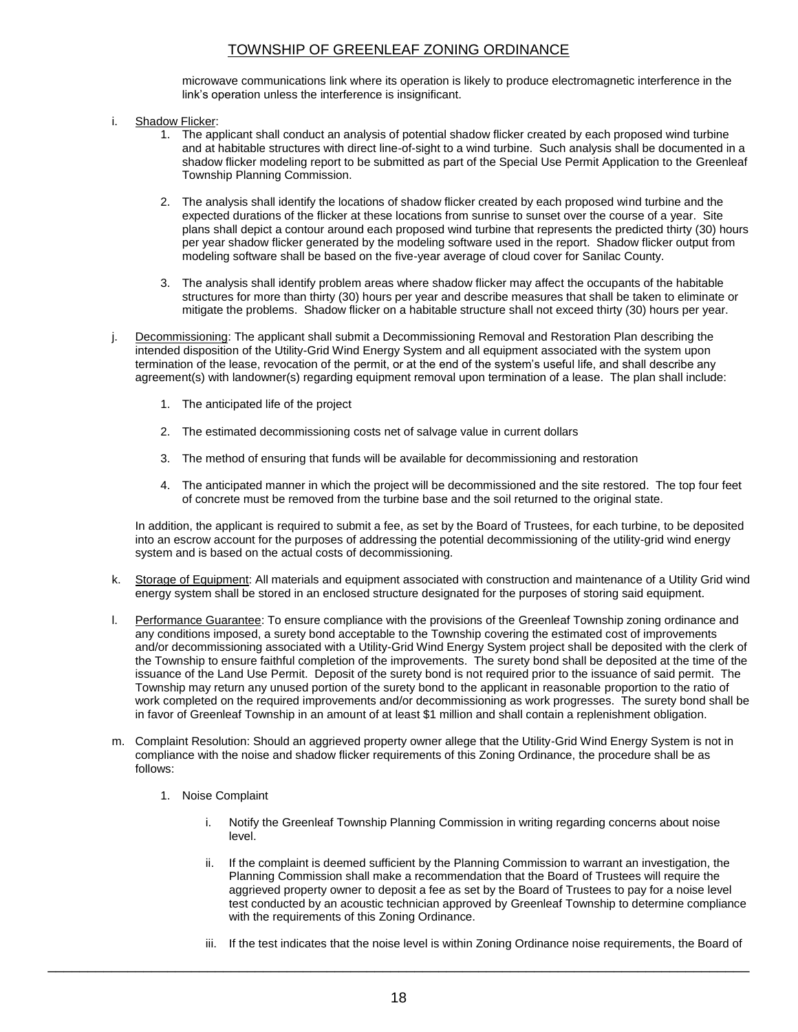microwave communications link where its operation is likely to produce electromagnetic interference in the link's operation unless the interference is insignificant.

i. Shadow Flicker:

   1. The applicant shall conduct an analysis of potential shadow flicker created by each proposed wind turbine and at habitable structures with direct line-of-sight to a wind turbine. Such analysis shall be documented in a shadow flicker modeling report to be submitted as part of the Special Use Permit Application to the Greenleaf Township Planning Commission.

   2. The analysis shall identify the locations of shadow flicker created by each proposed wind turbine and the expected durations of the flicker at these locations from sunrise to sunset over the course of a year. Site plans shall depict a contour around each proposed wind turbine that represents the predicted thirty (30) hours per year shadow flicker generated by the modeling software used in the report. Shadow flicker output from modeling software shall be based on the five-year average of cloud cover for Sanilac County.

   3. The analysis shall identify problem areas where shadow flicker may affect the occupants of the habitable structures for more than thirty (30) hours per year and describe measures that shall be taken to eliminate or mitigate the problems. Shadow flicker on a habitable structure shall not exceed thirty (30) hours per year.

j. Decommissioning: The applicant shall submit a Decommissioning Removal and Restoration Plan describing the intended disposition of the Utility-Grid Wind Energy System and all equipment associated with the system upon termination of the lease, revocation of the permit, or at the end of the system's useful life, and shall describe any agreement(s) with landowner(s) regarding equipment removal upon termination of a lease. The plan shall include:

   1. The anticipated life of the project

   2. The estimated decommissioning costs net of salvage value in current dollars

   3. The method of ensuring that funds will be available for decommissioning and restoration

   4. The anticipated manner in which the project will be decommissioned and the site restored. The top four feet of concrete must be removed from the turbine base and the soil returned to the original state.

   In addition, the applicant is required to submit a fee, as set by the Board of Trustees, for each turbine, to be deposited into an escrow account for the purposes of addressing the potential decommissioning of the utility-grid wind energy system and is based on the actual costs of decommissioning.

k. Storage of Equipment: All materials and equipment associated with construction and maintenance of a Utility Grid wind energy system shall be stored in an enclosed structure designated for the purposes of storing said equipment.

l. Performance Guarantee: To ensure compliance with the provisions of the Greenleaf Township zoning ordinance and any conditions imposed, a surety bond acceptable to the Township covering the estimated cost of improvements and/or decommissioning associated with a Utility-Grid Wind Energy System project shall be deposited with the clerk of the Township to ensure faithful completion of the improvements. The surety bond shall be deposited at the time of the issuance of the Land Use Permit. Deposit of the surety bond is not required prior to the issuance of said permit. The Township may return any unused portion of the surety bond to the applicant in reasonable proportion to the ratio of work completed on the required improvements and/or decommissioning as work progresses. The surety bond shall be in favor of Greenleaf Township in an amount of at least $1 million and shall contain a replenishment obligation.

m. Complaint Resolution: Should an aggrieved property owner allege that the Utility-Grid Wind Energy System is not in compliance with the noise and shadow flicker requirements of this Zoning Ordinance, the procedure shall be as follows:

   1. Noise Complaint

      i. Notify the Greenleaf Township Planning Commission in writing regarding concerns about noise level.

      ii. If the complaint is deemed sufficient by the Planning Commission to warrant an investigation, the Planning Commission shall make a recommendation that the Board of Trustees will require the aggrieved property owner to deposit a fee as set by the Board of Trustees to pay for a noise level test conducted by an acoustic technician approved by Greenleaf Township to determine compliance with the requirements of this Zoning Ordinance.

      iii. If the test indicates that the noise level is within Zoning Ordinance noise requirements, the Board of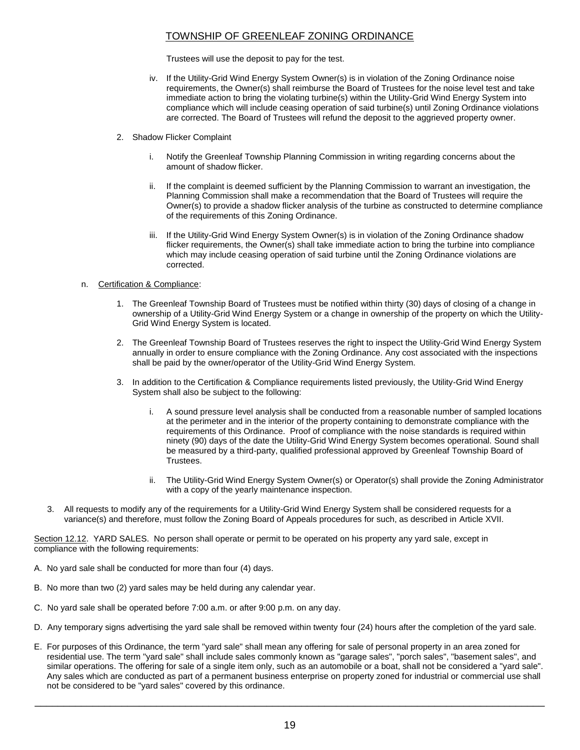Trustees will use the deposit to pay for the test.

iv. If the Utility-Grid Wind Energy System Owner(s) is in violation of the Zoning Ordinance noise requirements, the Owner(s) shall reimburse the Board of Trustees for the noise level test and take immediate action to bring the violating turbine(s) within the Utility-Grid Wind Energy System into compliance which will include ceasing operation of said turbine(s) until Zoning Ordinance violations are corrected. The Board of Trustees will refund the deposit to the aggrieved property owner.

2. Shadow Flicker Complaint

   i. Notify the Greenleaf Township Planning Commission in writing regarding concerns about the amount of shadow flicker.

   ii. If the complaint is deemed sufficient by the Planning Commission to warrant an investigation, the Planning Commission shall make a recommendation that the Board of Trustees will require the Owner(s) to provide a shadow flicker analysis of the turbine as constructed to determine compliance of the requirements of this Zoning Ordinance.

   iii. If the Utility-Grid Wind Energy System Owner(s) is in violation of the Zoning Ordinance shadow flicker requirements, the Owner(s) shall take immediate action to bring the turbine into compliance which may include ceasing operation of said turbine until the Zoning Ordinance violations are corrected.

n. Certification & Compliance:

1. The Greenleaf Township Board of Trustees must be notified within thirty (30) days of closing of a change in ownership of a Utility-Grid Wind Energy System or a change in ownership of the property on which the Utility-Grid Wind Energy System is located.

2. The Greenleaf Township Board of Trustees reserves the right to inspect the Utility-Grid Wind Energy System annually in order to ensure compliance with the Zoning Ordinance. Any cost associated with the inspections shall be paid by the owner/operator of the Utility-Grid Wind Energy System.

3. In addition to the Certification & Compliance requirements listed previously, the Utility-Grid Wind Energy System shall also be subject to the following:

   i. A sound pressure level analysis shall be conducted from a reasonable number of sampled locations at the perimeter and in the interior of the property containing to demonstrate compliance with the requirements of this Ordinance. Proof of compliance with the noise standards is required within ninety (90) days of the date the Utility-Grid Wind Energy System becomes operational. Sound shall be measured by a third-party, qualified professional approved by Greenleaf Township Board of Trustees.

   ii. The Utility-Grid Wind Energy System Owner(s) or Operator(s) shall provide the Zoning Administrator with a copy of the yearly maintenance inspection.

3. All requests to modify any of the requirements for a Utility-Grid Wind Energy System shall be considered requests for a variance(s) and therefore, must follow the Zoning Board of Appeals procedures for such, as described in Article XVII.

Section 12.12. YARD SALES. No person shall operate or permit to be operated on his property any yard sale, except in compliance with the following requirements:

A. No yard sale shall be conducted for more than four (4) days.

B. No more than two (2) yard sales may be held during any calendar year.

C. No yard sale shall be operated before 7:00 a.m. or after 9:00 p.m. on any day.

D. Any temporary signs advertising the yard sale shall be removed within twenty four (24) hours after the completion of the yard sale.

E. For purposes of this Ordinance, the term "yard sale" shall mean any offering for sale of personal property in an area zoned for residential use. The term "yard sale" shall include sales commonly known as "garage sales", "porch sales", "basement sales", and similar operations. The offering for sale of a single item only, such as an automobile or a boat, shall not be considered a "yard sale". Any sales which are conducted as part of a permanent business enterprise on property zoned for industrial or commercial use shall not be considered to be "yard sales" covered by this ordinance.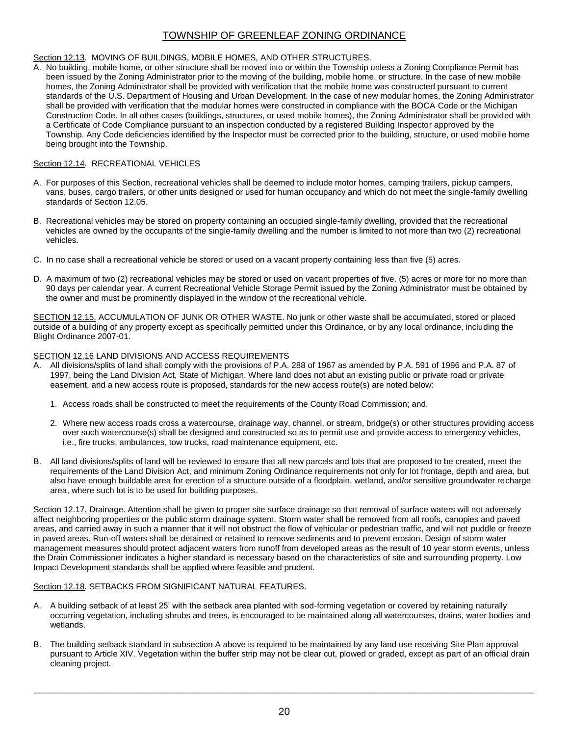Section 12.13. MOVING OF BUILDINGS, MOBILE HOMES, AND OTHER STRUCTURES.

A. No building, mobile home, or other structure shall be moved into or within the Township unless a Zoning Compliance Permit has been issued by the Zoning Administrator prior to the moving of the building, mobile home, or structure. In the case of new mobile homes, the Zoning Administrator shall be provided with verification that the mobile home was constructed pursuant to current standards of the U.S. Department of Housing and Urban Development. In the case of new modular homes, the Zoning Administrator shall be provided with verification that the modular homes were constructed in compliance with the BOCA Code or the Michigan Construction Code. In all other cases (buildings, structures, or used mobile homes), the Zoning Administrator shall be provided with a Certificate of Code Compliance pursuant to an inspection conducted by a registered Building Inspector approved by the Township. Any Code deficiencies identified by the Inspector must be corrected prior to the building, structure, or used mobile home being brought into the Township.

Section 12.14. RECREATIONAL VEHICLES

A. For purposes of this Section, recreational vehicles shall be deemed to include motor homes, camping trailers, pickup campers, vans, buses, cargo trailers, or other units designed or used for human occupancy and which do not meet the single-family dwelling standards of Section 12.05.

B. Recreational vehicles may be stored on property containing an occupied single-family dwelling, provided that the recreational vehicles are owned by the occupants of the single-family dwelling and the number is limited to not more than two (2) recreational vehicles.

C. In no case shall a recreational vehicle be stored or used on a vacant property containing less than five (5) acres.

D. A maximum of two (2) recreational vehicles may be stored or used on vacant properties of five. (5) acres or more for no more than 90 days per calendar year. A current Recreational Vehicle Storage Permit issued by the Zoning Administrator must be obtained by the owner and must be prominently displayed in the window of the recreational vehicle.

SECTION 12.15. ACCUMULATION OF JUNK OR OTHER WASTE. No junk or other waste shall be accumulated, stored or placed outside of a building of any property except as specifically permitted under this Ordinance, or by any local ordinance, including the Blight Ordinance 2007-01.

SECTION 12.16 LAND DIVISIONS AND ACCESS REQUIREMENTS

A. All divisions/splits of land shall comply with the provisions of P.A. 288 of 1967 as amended by P.A. 591 of 1996 and P.A. 87 of 1997, being the Land Division Act, State of Michigan. Where land does not abut an existing public or private road or private easement, and a new access route is proposed, standards for the new access route(s) are noted below:

   1. Access roads shall be constructed to meet the requirements of the County Road Commission; and,

   2. Where new access roads cross a watercourse, drainage way, channel, or stream, bridge(s) or other structures providing access over such watercourse(s) shall be designed and constructed so as to permit use and provide access to emergency vehicles, i.e., fire trucks, ambulances, tow trucks, road maintenance equipment, etc.

B. All land divisions/splits of land will be reviewed to ensure that all new parcels and lots that are proposed to be created, meet the requirements of the Land Division Act, and minimum Zoning Ordinance requirements not only for lot frontage, depth and area, but also have enough buildable area for erection of a structure outside of a floodplain, wetland, and/or sensitive groundwater recharge area, where such lot is to be used for building purposes.

Section 12.17. Drainage. Attention shall be given to proper site surface drainage so that removal of surface waters will not adversely affect neighboring properties or the public storm drainage system. Storm water shall be removed from all roofs, canopies and paved areas, and carried away in such a manner that it will not obstruct the flow of vehicular or pedestrian traffic, and will not puddle or freeze in paved areas. Run-off waters shall be detained or retained to remove sediments and to prevent erosion. Design of storm water management measures should protect adjacent waters from runoff from developed areas as the result of 10 year storm events, unless the Drain Commissioner indicates a higher standard is necessary based on the characteristics of site and surrounding property. Low Impact Development standards shall be applied where feasible and prudent.

Section 12.18. SETBACKS FROM SIGNIFICANT NATURAL FEATURES.

A. A building setback of at least 25' with the setback area planted with sod-forming vegetation or covered by retaining naturally occurring vegetation, including shrubs and trees, is encouraged to be maintained along all watercourses, drains, water bodies and wetlands.

B. The building setback standard in subsection A above is required to be maintained by any land use receiving Site Plan approval pursuant to Article XIV. Vegetation within the buffer strip may not be clear cut, plowed or graded, except as part of an official drain cleaning project.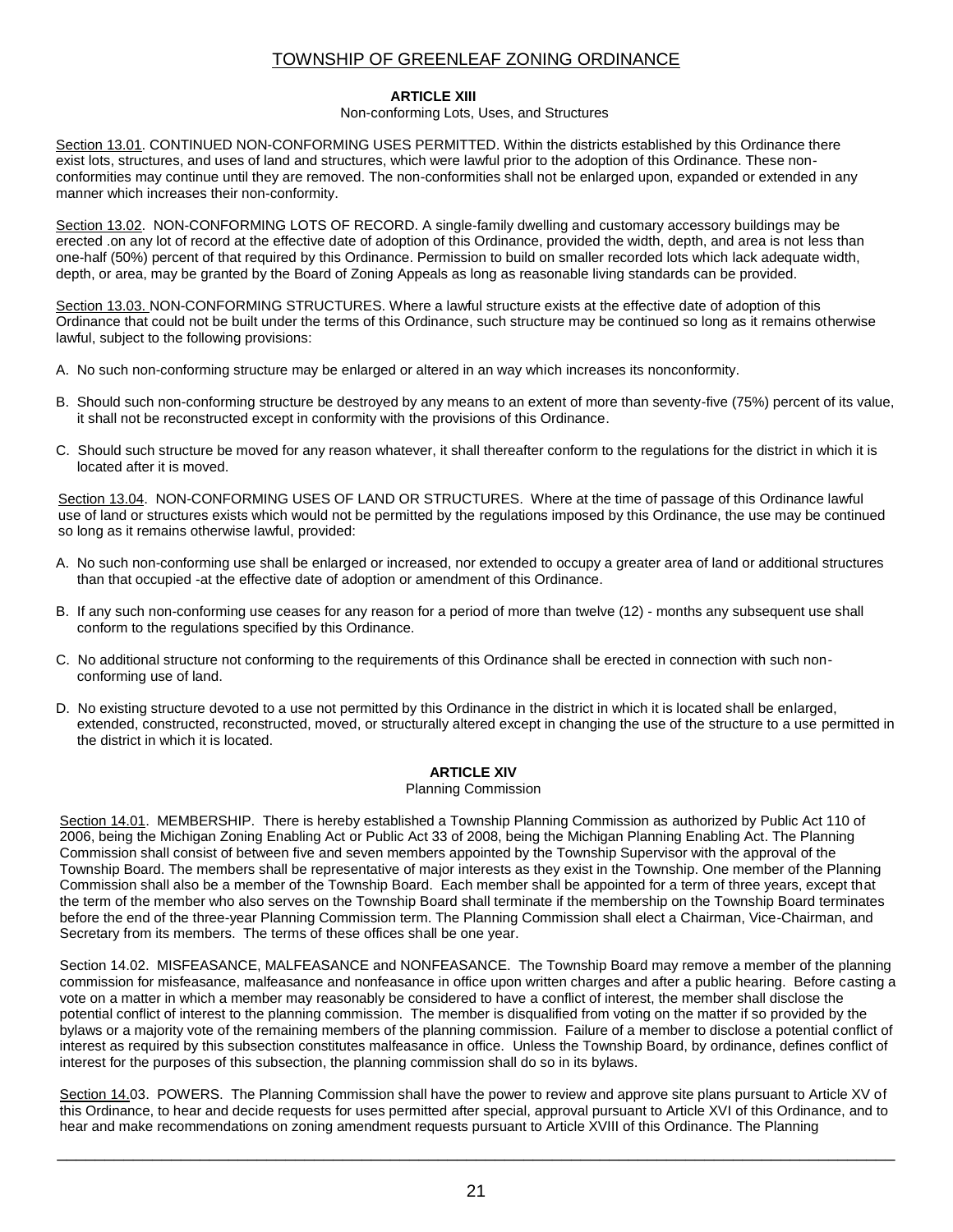# TOWNSHIP OF GREENLEAF ZONING ORDINANCE

## ARTICLE XIII

### Non-conforming Lots, Uses, and Structures

Section 13.01. CONTINUED NON-CONFORMING USES PERMITTED. Within the districts established by this Ordinance there exist lots, structures, and uses of land and structures, which were lawful prior to the adoption of this Ordinance. These non-conformities may continue until they are removed. The non-conformities shall not be enlarged upon, expanded or extended in any manner which increases their non-conformity.

Section 13.02. NON-CONFORMING LOTS OF RECORD. A single-family dwelling and customary accessory buildings may be erected .on any lot of record at the effective date of adoption of this Ordinance, provided the width, depth, and area is not less than one-half (50%) percent of that required by this Ordinance. Permission to build on smaller recorded lots which lack adequate width, depth, or area, may be granted by the Board of Zoning Appeals as long as reasonable living standards can be provided.

Section 13.03. NON-CONFORMING STRUCTURES. Where a lawful structure exists at the effective date of adoption of this Ordinance that could not be built under the terms of this Ordinance, such structure may be continued so long as it remains otherwise lawful, subject to the following provisions:

A. No such non-conforming structure may be enlarged or altered in an way which increases its nonconformity.

B. Should such non-conforming structure be destroyed by any means to an extent of more than seventy-five (75%) percent of its value, it shall not be reconstructed except in conformity with the provisions of this Ordinance.

C. Should such structure be moved for any reason whatever, it shall thereafter conform to the regulations for the district in which it is located after it is moved.

Section 13.04. NON-CONFORMING USES OF LAND OR STRUCTURES. Where at the time of passage of this Ordinance lawful use of land or structures exists which would not be permitted by the regulations imposed by this Ordinance, the use may be continued so long as it remains otherwise lawful, provided:

A. No such non-conforming use shall be enlarged or increased, nor extended to occupy a greater area of land or additional structures than that occupied -at the effective date of adoption or amendment of this Ordinance.

B. If any such non-conforming use ceases for any reason for a period of more than twelve (12) - months any subsequent use shall conform to the regulations specified by this Ordinance.

C. No additional structure not conforming to the requirements of this Ordinance shall be erected in connection with such non-conforming use of land.

D. No existing structure devoted to a use not permitted by this Ordinance in the district in which it is located shall be enlarged, extended, constructed, reconstructed, moved, or structurally altered except in changing the use of the structure to a use permitted in the district in which it is located.

## ARTICLE XIV

### Planning Commission

Section 14.01. MEMBERSHIP. There is hereby established a Township Planning Commission as authorized by Public Act 110 of 2006, being the Michigan Zoning Enabling Act or Public Act 33 of 2008, being the Michigan Planning Enabling Act. The Planning Commission shall consist of between five and seven members appointed by the Township Supervisor with the approval of the Township Board. The members shall be representative of major interests as they exist in the Township. One member of the Planning Commission shall also be a member of the Township Board. Each member shall be appointed for a term of three years, except that the term of the member who also serves on the Township Board shall terminate if the membership on the Township Board terminates before the end of the three-year Planning Commission term. The Planning Commission shall elect a Chairman, Vice-Chairman, and Secretary from its members. The terms of these offices shall be one year.

Section 14.02. MISFEASANCE, MALFEASANCE and NONFEASANCE. The Township Board may remove a member of the planning commission for misfeasance, malfeasance and nonfeasance in office upon written charges and after a public hearing. Before casting a vote on a matter in which a member may reasonably be considered to have a conflict of interest, the member shall disclose the potential conflict of interest to the planning commission. The member is disqualified from voting on the matter if so provided by the bylaws or a majority vote of the remaining members of the planning commission. Failure of a member to disclose a potential conflict of interest as required by this subsection constitutes malfeasance in office. Unless the Township Board, by ordinance, defines conflict of interest for the purposes of this subsection, the planning commission shall do so in its bylaws.

Section 14.03. POWERS. The Planning Commission shall have the power to review and approve site plans pursuant to Article XV of this Ordinance, to hear and decide requests for uses permitted after special, approval pursuant to Article XVI of this Ordinance, and to hear and make recommendations on zoning amendment requests pursuant to Article XVIII of this Ordinance. The Planning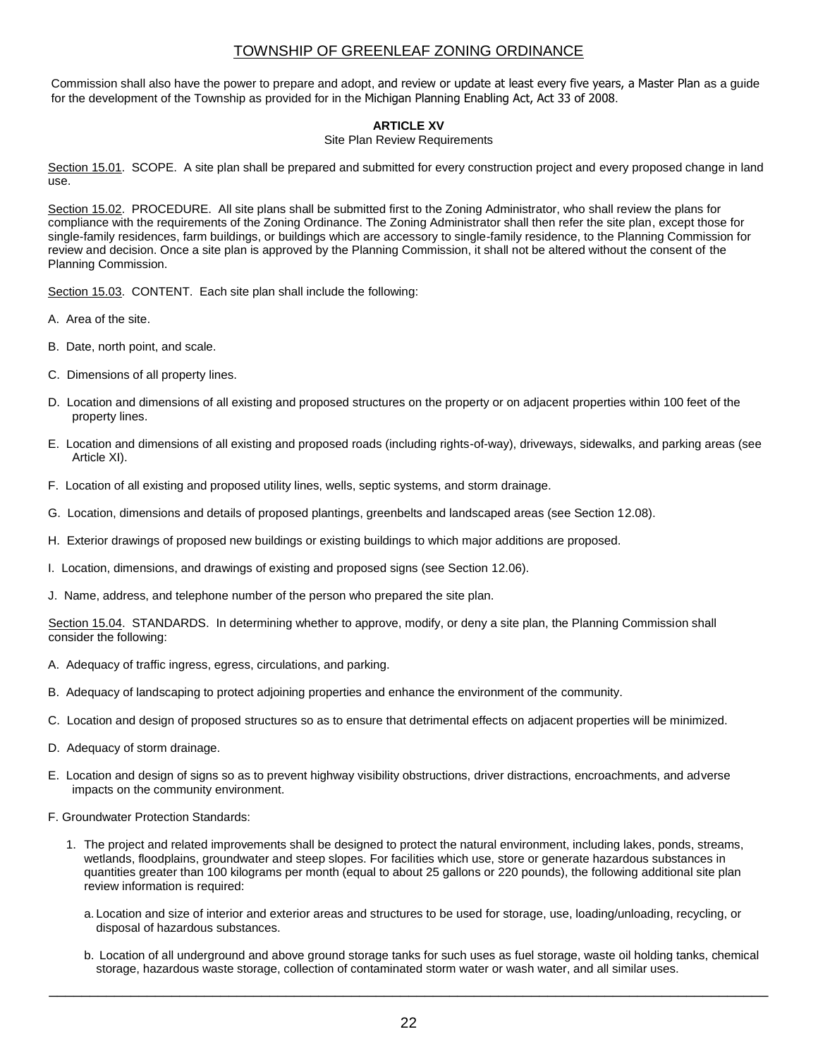Commission shall also have the power to prepare and adopt, and review or update at least every five years, a Master Plan as a guide for the development of the Township as provided for in the Michigan Planning Enabling Act, Act 33 of 2008.

## ARTICLE XV

Site Plan Review Requirements

Section 15.01. SCOPE. A site plan shall be prepared and submitted for every construction project and every proposed change in land use.

Section 15.02. PROCEDURE. All site plans shall be submitted first to the Zoning Administrator, who shall review the plans for compliance with the requirements of the Zoning Ordinance. The Zoning Administrator shall then refer the site plan, except those for single-family residences, farm buildings, or buildings which are accessory to single-family residence, to the Planning Commission for review and decision. Once a site plan is approved by the Planning Commission, it shall not be altered without the consent of the Planning Commission.

Section 15.03. CONTENT. Each site plan shall include the following:

A. Area of the site.

B. Date, north point, and scale.

C. Dimensions of all property lines.

D. Location and dimensions of all existing and proposed structures on the property or on adjacent properties within 100 feet of the property lines.

E. Location and dimensions of all existing and proposed roads (including rights-of-way), driveways, sidewalks, and parking areas (see Article XI).

F. Location of all existing and proposed utility lines, wells, septic systems, and storm drainage.

G. Location, dimensions and details of proposed plantings, greenbelts and landscaped areas (see Section 12.08).

H. Exterior drawings of proposed new buildings or existing buildings to which major additions are proposed.

I. Location, dimensions, and drawings of existing and proposed signs (see Section 12.06).

J. Name, address, and telephone number of the person who prepared the site plan.

Section 15.04. STANDARDS. In determining whether to approve, modify, or deny a site plan, the Planning Commission shall consider the following:

A. Adequacy of traffic ingress, egress, circulations, and parking.

B. Adequacy of landscaping to protect adjoining properties and enhance the environment of the community.

C. Location and design of proposed structures so as to ensure that detrimental effects on adjacent properties will be minimized.

D. Adequacy of storm drainage.

E. Location and design of signs so as to prevent highway visibility obstructions, driver distractions, encroachments, and adverse impacts on the community environment.

F. Groundwater Protection Standards:

1. The project and related improvements shall be designed to protect the natural environment, including lakes, ponds, streams, wetlands, floodplains, groundwater and steep slopes. For facilities which use, store or generate hazardous substances in quantities greater than 100 kilograms per month (equal to about 25 gallons or 220 pounds), the following additional site plan review information is required:

   a. Location and size of interior and exterior areas and structures to be used for storage, use, loading/unloading, recycling, or disposal of hazardous substances.

   b. Location of all underground and above ground storage tanks for such uses as fuel storage, waste oil holding tanks, chemical storage, hazardous waste storage, collection of contaminated storm water or wash water, and all similar uses.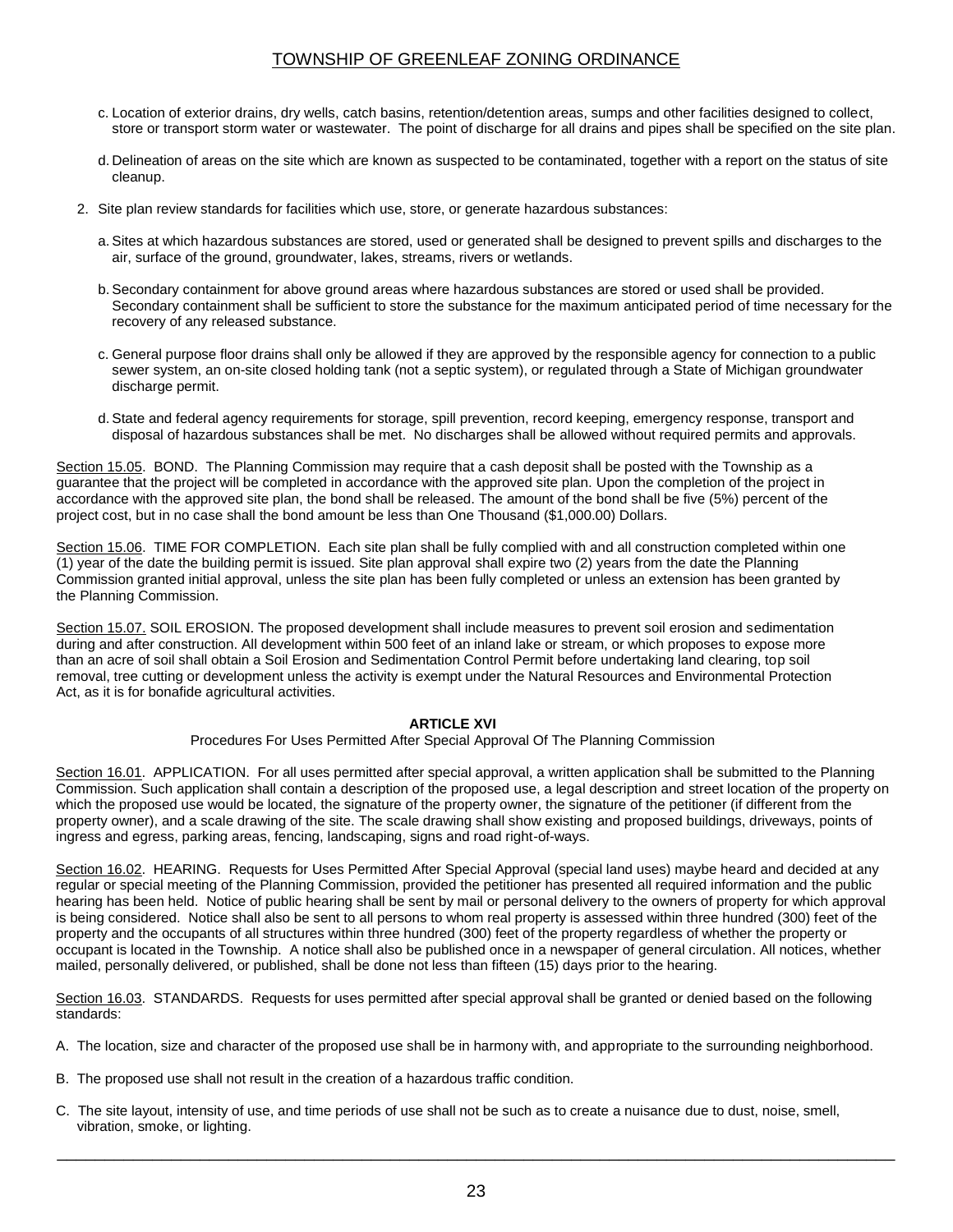c. Location of exterior drains, dry wells, catch basins, retention/detention areas, sumps and other facilities designed to collect, store or transport storm water or wastewater. The point of discharge for all drains and pipes shall be specified on the site plan.

d. Delineation of areas on the site which are known as suspected to be contaminated, together with a report on the status of site cleanup.

2. Site plan review standards for facilities which use, store, or generate hazardous substances:

   a. Sites at which hazardous substances are stored, used or generated shall be designed to prevent spills and discharges to the air, surface of the ground, groundwater, lakes, streams, rivers or wetlands.

   b. Secondary containment for above ground areas where hazardous substances are stored or used shall be provided. Secondary containment shall be sufficient to store the substance for the maximum anticipated period of time necessary for the recovery of any released substance.

   c. General purpose floor drains shall only be allowed if they are approved by the responsible agency for connection to a public sewer system, an on-site closed holding tank (not a septic system), or regulated through a State of Michigan groundwater discharge permit.

   d. State and federal agency requirements for storage, spill prevention, record keeping, emergency response, transport and disposal of hazardous substances shall be met. No discharges shall be allowed without required permits and approvals.

Section 15.05. BOND. The Planning Commission may require that a cash deposit shall be posted with the Township as a guarantee that the project will be completed in accordance with the approved site plan. Upon the completion of the project in accordance with the approved site plan, the bond shall be released. The amount of the bond shall be five (5%) percent of the project cost, but in no case shall the bond amount be less than One Thousand ($1,000.00) Dollars.

Section 15.06. TIME FOR COMPLETION. Each site plan shall be fully complied with and all construction completed within one (1) year of the date the building permit is issued. Site plan approval shall expire two (2) years from the date the Planning Commission granted initial approval, unless the site plan has been fully completed or unless an extension has been granted by the Planning Commission.

Section 15.07. SOIL EROSION. The proposed development shall include measures to prevent soil erosion and sedimentation during and after construction. All development within 500 feet of an inland lake or stream, or which proposes to expose more than an acre of soil shall obtain a Soil Erosion and Sedimentation Control Permit before undertaking land clearing, top soil removal, tree cutting or development unless the activity is exempt under the Natural Resources and Environmental Protection Act, as it is for bonafide agricultural activities.

## ARTICLE XVI

Procedures For Uses Permitted After Special Approval Of The Planning Commission

Section 16.01. APPLICATION. For all uses permitted after special approval, a written application shall be submitted to the Planning Commission. Such application shall contain a description of the proposed use, a legal description and street location of the property on which the proposed use would be located, the signature of the property owner, the signature of the petitioner (if different from the property owner), and a scale drawing of the site. The scale drawing shall show existing and proposed buildings, driveways, points of ingress and egress, parking areas, fencing, landscaping, signs and road right-of-ways.

Section 16.02. HEARING. Requests for Uses Permitted After Special Approval (special land uses) maybe heard and decided at any regular or special meeting of the Planning Commission, provided the petitioner has presented all required information and the public hearing has been held. Notice of public hearing shall be sent by mail or personal delivery to the owners of property for which approval is being considered. Notice shall also be sent to all persons to whom real property is assessed within three hundred (300) feet of the property and the occupants of all structures within three hundred (300) feet of the property regardless of whether the property or occupant is located in the Township. A notice shall also be published once in a newspaper of general circulation. All notices, whether mailed, personally delivered, or published, shall be done not less than fifteen (15) days prior to the hearing.

Section 16.03. STANDARDS. Requests for uses permitted after special approval shall be granted or denied based on the following standards:

A. The location, size and character of the proposed use shall be in harmony with, and appropriate to the surrounding neighborhood.

B. The proposed use shall not result in the creation of a hazardous traffic condition.

C. The site layout, intensity of use, and time periods of use shall not be such as to create a nuisance due to dust, noise, smell, vibration, smoke, or lighting.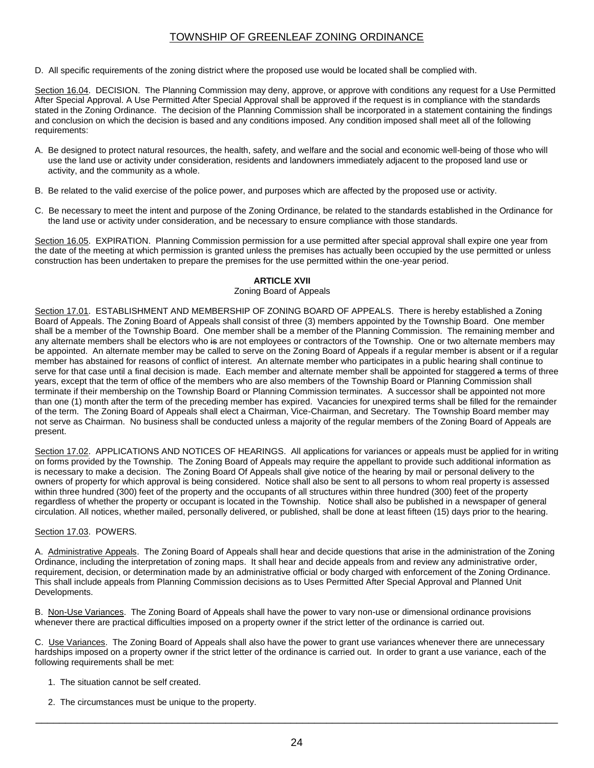D. All specific requirements of the zoning district where the proposed use would be located shall be complied with.

Section 16.04. DECISION. The Planning Commission may deny, approve, or approve with conditions any request for a Use Permitted After Special Approval. A Use Permitted After Special Approval shall be approved if the request is in compliance with the standards stated in the Zoning Ordinance. The decision of the Planning Commission shall be incorporated in a statement containing the findings and conclusion on which the decision is based and any conditions imposed. Any condition imposed shall meet all of the following requirements:

A. Be designed to protect natural resources, the health, safety, and welfare and the social and economic well-being of those who will use the land use or activity under consideration, residents and landowners immediately adjacent to the proposed land use or activity, and the community as a whole.

B. Be related to the valid exercise of the police power, and purposes which are affected by the proposed use or activity.

C. Be necessary to meet the intent and purpose of the Zoning Ordinance, be related to the standards established in the Ordinance for the land use or activity under consideration, and be necessary to ensure compliance with those standards.

Section 16.05. EXPIRATION. Planning Commission permission for a use permitted after special approval shall expire one year from the date of the meeting at which permission is granted unless the premises has actually been occupied by the use permitted or unless construction has been undertaken to prepare the premises for the use permitted within the one-year period.

## ARTICLE XVII

Zoning Board of Appeals

Section 17.01. ESTABLISHMENT AND MEMBERSHIP OF ZONING BOARD OF APPEALS. There is hereby established a Zoning Board of Appeals. The Zoning Board of Appeals shall consist of three (3) members appointed by the Township Board. One member shall be a member of the Township Board. One member shall be a member of the Planning Commission. The remaining member and any alternate members shall be electors who ~~is~~ are not employees or contractors of the Township. One or two alternate members may be appointed. An alternate member may be called to serve on the Zoning Board of Appeals if a regular member is absent or if a regular member has abstained for reasons of conflict of interest. An alternate member who participates in a public hearing shall continue to serve for that case until a final decision is made. Each member and alternate member shall be appointed for staggered ~~a~~ terms of three years, except that the term of office of the members who are also members of the Township Board or Planning Commission shall terminate if their membership on the Township Board or Planning Commission terminates. A successor shall be appointed not more than one (1) month after the term of the preceding member has expired. Vacancies for unexpired terms shall be filled for the remainder of the term. The Zoning Board of Appeals shall elect a Chairman, Vice-Chairman, and Secretary. The Township Board member may not serve as Chairman. No business shall be conducted unless a majority of the regular members of the Zoning Board of Appeals are present.

Section 17.02. APPLICATIONS AND NOTICES OF HEARINGS. All applications for variances or appeals must be applied for in writing on forms provided by the Township. The Zoning Board of Appeals may require the appellant to provide such additional information as is necessary to make a decision. The Zoning Board Of Appeals shall give notice of the hearing by mail or personal delivery to the owners of property for which approval is being considered. Notice shall also be sent to all persons to whom real property is assessed within three hundred (300) feet of the property and the occupants of all structures within three hundred (300) feet of the property regardless of whether the property or occupant is located in the Township. Notice shall also be published in a newspaper of general circulation. All notices, whether mailed, personally delivered, or published, shall be done at least fifteen (15) days prior to the hearing.

Section 17.03. POWERS.

A. Administrative Appeals. The Zoning Board of Appeals shall hear and decide questions that arise in the administration of the Zoning Ordinance, including the interpretation of zoning maps. It shall hear and decide appeals from and review any administrative order, requirement, decision, or determination made by an administrative official or body charged with enforcement of the Zoning Ordinance. This shall include appeals from Planning Commission decisions as to Uses Permitted After Special Approval and Planned Unit Developments.

B. Non-Use Variances. The Zoning Board of Appeals shall have the power to vary non-use or dimensional ordinance provisions whenever there are practical difficulties imposed on a property owner if the strict letter of the ordinance is carried out.

C. Use Variances. The Zoning Board of Appeals shall also have the power to grant use variances whenever there are unnecessary hardships imposed on a property owner if the strict letter of the ordinance is carried out. In order to grant a use variance, each of the following requirements shall be met:

1. The situation cannot be self created.

2. The circumstances must be unique to the property.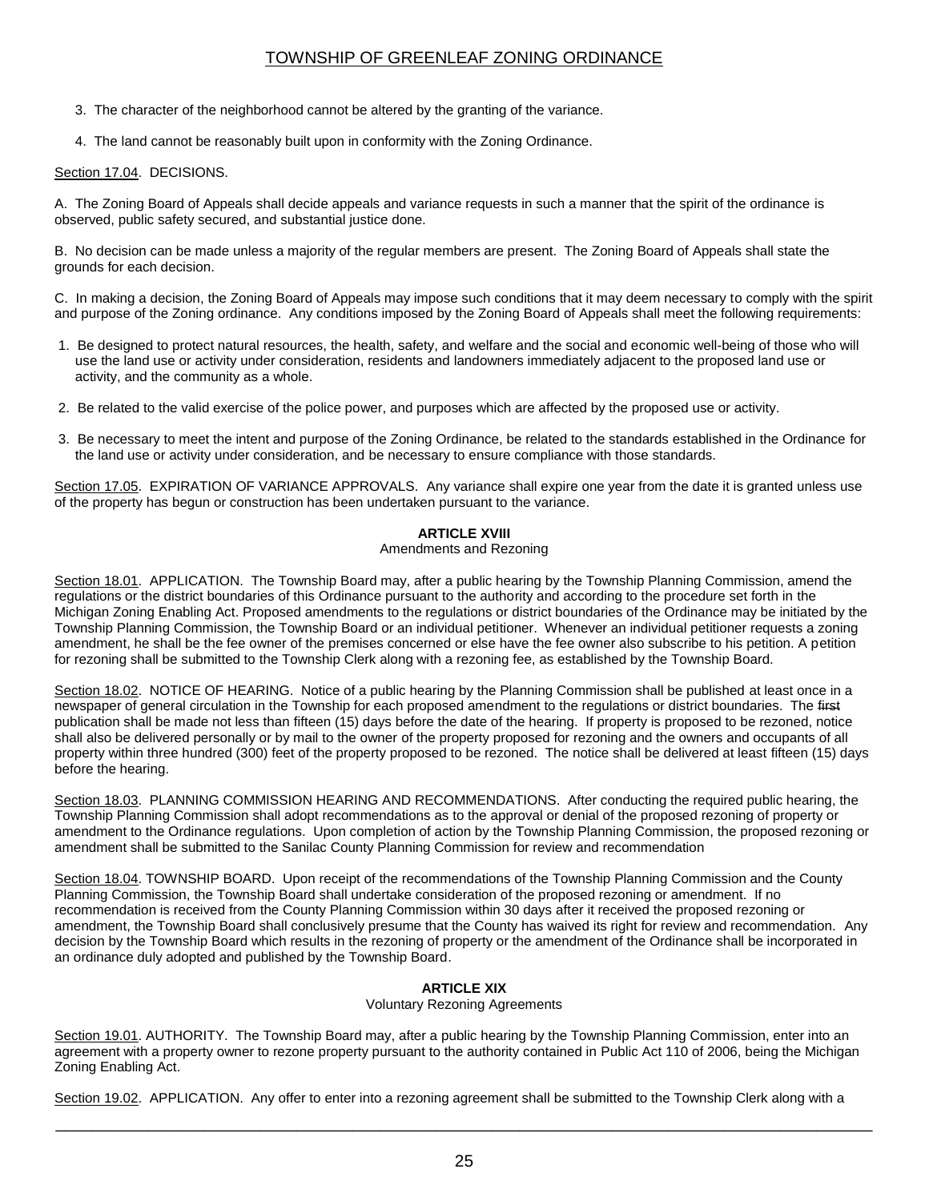3. The character of the neighborhood cannot be altered by the granting of the variance.

4. The land cannot be reasonably built upon in conformity with the Zoning Ordinance.

Section 17.04. DECISIONS.

A. The Zoning Board of Appeals shall decide appeals and variance requests in such a manner that the spirit of the ordinance is observed, public safety secured, and substantial justice done.

B. No decision can be made unless a majority of the regular members are present. The Zoning Board of Appeals shall state the grounds for each decision.

C. In making a decision, the Zoning Board of Appeals may impose such conditions that it may deem necessary to comply with the spirit and purpose of the Zoning ordinance. Any conditions imposed by the Zoning Board of Appeals shall meet the following requirements:

1. Be designed to protect natural resources, the health, safety, and welfare and the social and economic well-being of those who will use the land use or activity under consideration, residents and landowners immediately adjacent to the proposed land use or activity, and the community as a whole.

2. Be related to the valid exercise of the police power, and purposes which are affected by the proposed use or activity.

3. Be necessary to meet the intent and purpose of the Zoning Ordinance, be related to the standards established in the Ordinance for the land use or activity under consideration, and be necessary to ensure compliance with those standards.

Section 17.05. EXPIRATION OF VARIANCE APPROVALS. Any variance shall expire one year from the date it is granted unless use of the property has begun or construction has been undertaken pursuant to the variance.

## ARTICLE XVIII
Amendments and Rezoning

Section 18.01. APPLICATION. The Township Board may, after a public hearing by the Township Planning Commission, amend the regulations or the district boundaries of this Ordinance pursuant to the authority and according to the procedure set forth in the Michigan Zoning Enabling Act. Proposed amendments to the regulations or district boundaries of the Ordinance may be initiated by the Township Planning Commission, the Township Board or an individual petitioner. Whenever an individual petitioner requests a zoning amendment, he shall be the fee owner of the premises concerned or else have the fee owner also subscribe to his petition. A petition for rezoning shall be submitted to the Township Clerk along with a rezoning fee, as established by the Township Board.

Section 18.02. NOTICE OF HEARING. Notice of a public hearing by the Planning Commission shall be published at least once in a newspaper of general circulation in the Township for each proposed amendment to the regulations or district boundaries. The ~~first~~ publication shall be made not less than fifteen (15) days before the date of the hearing. If property is proposed to be rezoned, notice shall also be delivered personally or by mail to the owner of the property proposed for rezoning and the owners and occupants of all property within three hundred (300) feet of the property proposed to be rezoned. The notice shall be delivered at least fifteen (15) days before the hearing.

Section 18.03. PLANNING COMMISSION HEARING AND RECOMMENDATIONS. After conducting the required public hearing, the Township Planning Commission shall adopt recommendations as to the approval or denial of the proposed rezoning of property or amendment to the Ordinance regulations. Upon completion of action by the Township Planning Commission, the proposed rezoning or amendment shall be submitted to the Sanilac County Planning Commission for review and recommendation

Section 18.04. TOWNSHIP BOARD. Upon receipt of the recommendations of the Township Planning Commission and the County Planning Commission, the Township Board shall undertake consideration of the proposed rezoning or amendment. If no recommendation is received from the County Planning Commission within 30 days after it received the proposed rezoning or amendment, the Township Board shall conclusively presume that the County has waived its right for review and recommendation. Any decision by the Township Board which results in the rezoning of property or the amendment of the Ordinance shall be incorporated in an ordinance duly adopted and published by the Township Board.

## ARTICLE XIX
Voluntary Rezoning Agreements

Section 19.01. AUTHORITY. The Township Board may, after a public hearing by the Township Planning Commission, enter into an agreement with a property owner to rezone property pursuant to the authority contained in Public Act 110 of 2006, being the Michigan Zoning Enabling Act.

Section 19.02. APPLICATION. Any offer to enter into a rezoning agreement shall be submitted to the Township Clerk along with a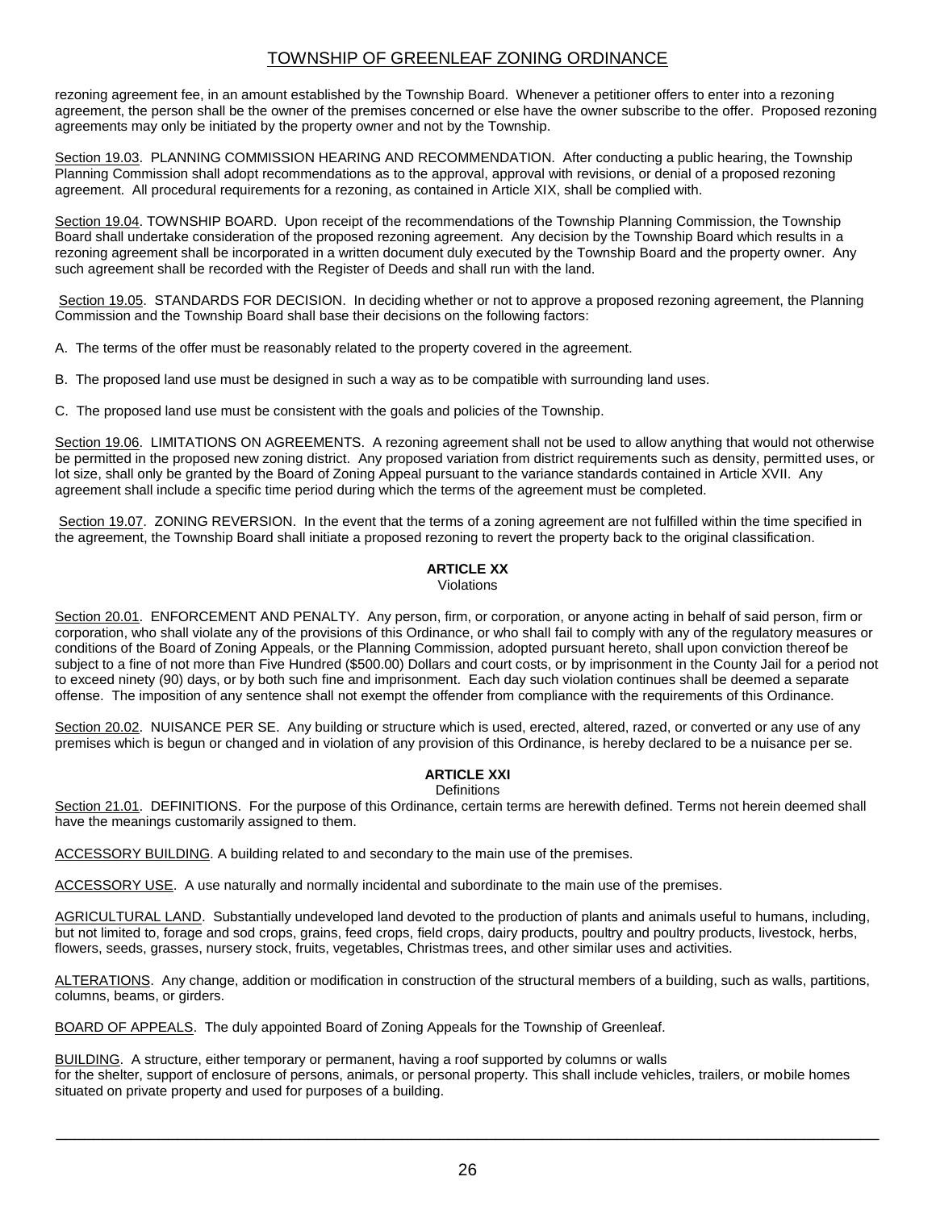rezoning agreement fee, in an amount established by the Township Board. Whenever a petitioner offers to enter into a rezoning agreement, the person shall be the owner of the premises concerned or else have the owner subscribe to the offer. Proposed rezoning agreements may only be initiated by the property owner and not by the Township.

Section 19.03. PLANNING COMMISSION HEARING AND RECOMMENDATION. After conducting a public hearing, the Township Planning Commission shall adopt recommendations as to the approval, approval with revisions, or denial of a proposed rezoning agreement. All procedural requirements for a rezoning, as contained in Article XIX, shall be complied with.

Section 19.04. TOWNSHIP BOARD. Upon receipt of the recommendations of the Township Planning Commission, the Township Board shall undertake consideration of the proposed rezoning agreement. Any decision by the Township Board which results in a rezoning agreement shall be incorporated in a written document duly executed by the Township Board and the property owner. Any such agreement shall be recorded with the Register of Deeds and shall run with the land.

Section 19.05. STANDARDS FOR DECISION. In deciding whether or not to approve a proposed rezoning agreement, the Planning Commission and the Township Board shall base their decisions on the following factors:

A. The terms of the offer must be reasonably related to the property covered in the agreement.

B. The proposed land use must be designed in such a way as to be compatible with surrounding land uses.

C. The proposed land use must be consistent with the goals and policies of the Township.

Section 19.06. LIMITATIONS ON AGREEMENTS. A rezoning agreement shall not be used to allow anything that would not otherwise be permitted in the proposed new zoning district. Any proposed variation from district requirements such as density, permitted uses, or lot size, shall only be granted by the Board of Zoning Appeal pursuant to the variance standards contained in Article XVII. Any agreement shall include a specific time period during which the terms of the agreement must be completed.

Section 19.07. ZONING REVERSION. In the event that the terms of a zoning agreement are not fulfilled within the time specified in the agreement, the Township Board shall initiate a proposed rezoning to revert the property back to the original classification.

## ARTICLE XX
Violations

Section 20.01. ENFORCEMENT AND PENALTY. Any person, firm, or corporation, or anyone acting in behalf of said person, firm or corporation, who shall violate any of the provisions of this Ordinance, or who shall fail to comply with any of the regulatory measures or conditions of the Board of Zoning Appeals, or the Planning Commission, adopted pursuant hereto, shall upon conviction thereof be subject to a fine of not more than Five Hundred ($500.00) Dollars and court costs, or by imprisonment in the County Jail for a period not to exceed ninety (90) days, or by both such fine and imprisonment. Each day such violation continues shall be deemed a separate offense. The imposition of any sentence shall not exempt the offender from compliance with the requirements of this Ordinance.

Section 20.02. NUISANCE PER SE. Any building or structure which is used, erected, altered, razed, or converted or any use of any premises which is begun or changed and in violation of any provision of this Ordinance, is hereby declared to be a nuisance per se.

## ARTICLE XXI
Definitions

Section 21.01. DEFINITIONS. For the purpose of this Ordinance, certain terms are herewith defined. Terms not herein deemed shall have the meanings customarily assigned to them.

ACCESSORY BUILDING. A building related to and secondary to the main use of the premises.

ACCESSORY USE. A use naturally and normally incidental and subordinate to the main use of the premises.

AGRICULTURAL LAND. Substantially undeveloped land devoted to the production of plants and animals useful to humans, including, but not limited to, forage and sod crops, grains, feed crops, field crops, dairy products, poultry and poultry products, livestock, herbs, flowers, seeds, grasses, nursery stock, fruits, vegetables, Christmas trees, and other similar uses and activities.

ALTERATIONS. Any change, addition or modification in construction of the structural members of a building, such as walls, partitions, columns, beams, or girders.

BOARD OF APPEALS. The duly appointed Board of Zoning Appeals for the Township of Greenleaf.

BUILDING. A structure, either temporary or permanent, having a roof supported by columns or walls for the shelter, support of enclosure of persons, animals, or personal property. This shall include vehicles, trailers, or mobile homes situated on private property and used for purposes of a building.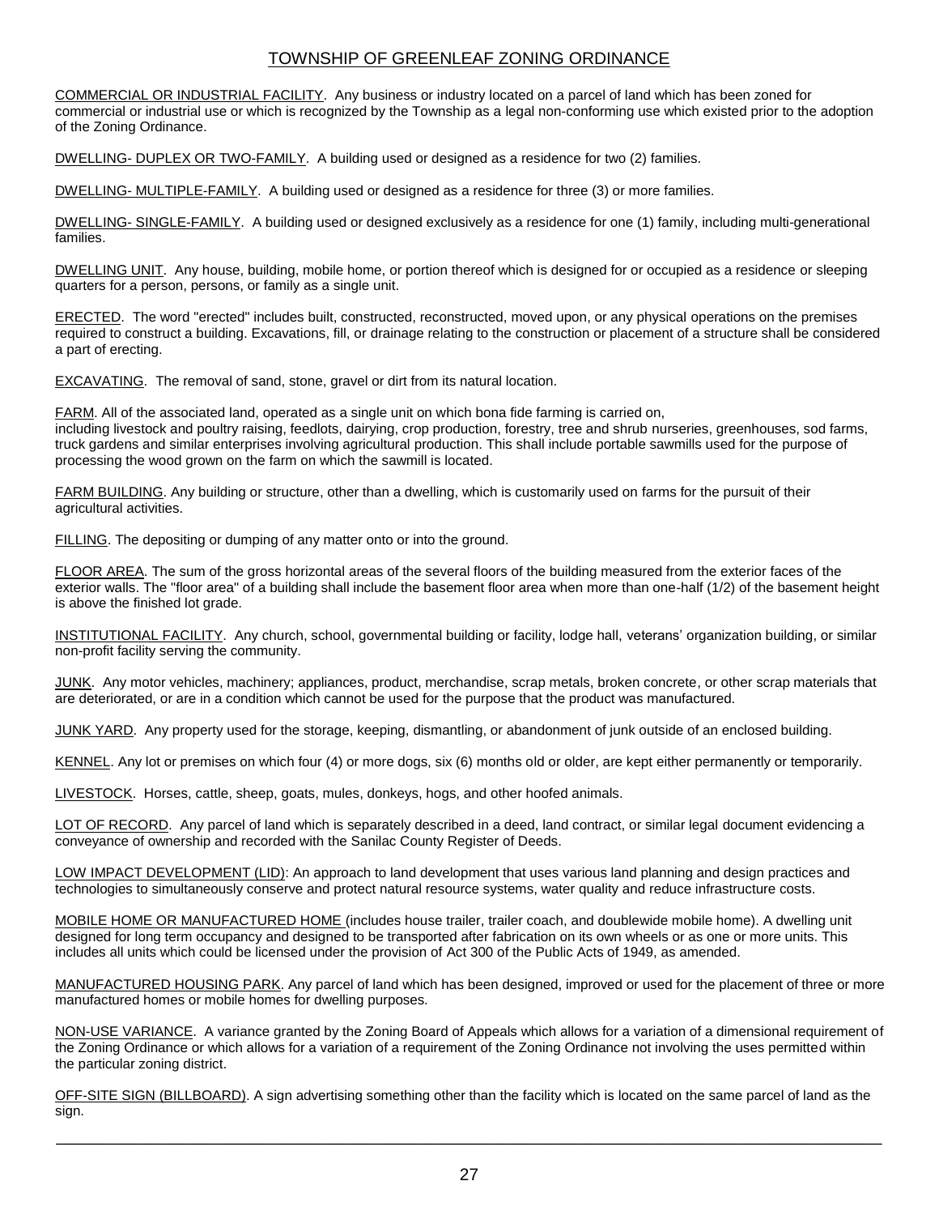COMMERCIAL OR INDUSTRIAL FACILITY. Any business or industry located on a parcel of land which has been zoned for commercial or industrial use or which is recognized by the Township as a legal non-conforming use which existed prior to the adoption of the Zoning Ordinance.

DWELLING- DUPLEX OR TWO-FAMILY. A building used or designed as a residence for two (2) families.

DWELLING- MULTIPLE-FAMILY. A building used or designed as a residence for three (3) or more families.

DWELLING- SINGLE-FAMILY. A building used or designed exclusively as a residence for one (1) family, including multi-generational families.

DWELLING UNIT. Any house, building, mobile home, or portion thereof which is designed for or occupied as a residence or sleeping quarters for a person, persons, or family as a single unit.

ERECTED. The word "erected" includes built, constructed, reconstructed, moved upon, or any physical operations on the premises required to construct a building. Excavations, fill, or drainage relating to the construction or placement of a structure shall be considered a part of erecting.

EXCAVATING. The removal of sand, stone, gravel or dirt from its natural location.

FARM. All of the associated land, operated as a single unit on which bona fide farming is carried on, including livestock and poultry raising, feedlots, dairying, crop production, forestry, tree and shrub nurseries, greenhouses, sod farms, truck gardens and similar enterprises involving agricultural production. This shall include portable sawmills used for the purpose of processing the wood grown on the farm on which the sawmill is located.

FARM BUILDING. Any building or structure, other than a dwelling, which is customarily used on farms for the pursuit of their agricultural activities.

FILLING. The depositing or dumping of any matter onto or into the ground.

FLOOR AREA. The sum of the gross horizontal areas of the several floors of the building measured from the exterior faces of the exterior walls. The "floor area" of a building shall include the basement floor area when more than one-half (1/2) of the basement height is above the finished lot grade.

INSTITUTIONAL FACILITY. Any church, school, governmental building or facility, lodge hall, veterans' organization building, or similar non-profit facility serving the community.

JUNK. Any motor vehicles, machinery; appliances, product, merchandise, scrap metals, broken concrete, or other scrap materials that are deteriorated, or are in a condition which cannot be used for the purpose that the product was manufactured.

JUNK YARD. Any property used for the storage, keeping, dismantling, or abandonment of junk outside of an enclosed building.

KENNEL. Any lot or premises on which four (4) or more dogs, six (6) months old or older, are kept either permanently or temporarily.

LIVESTOCK. Horses, cattle, sheep, goats, mules, donkeys, hogs, and other hoofed animals.

LOT OF RECORD. Any parcel of land which is separately described in a deed, land contract, or similar legal document evidencing a conveyance of ownership and recorded with the Sanilac County Register of Deeds.

LOW IMPACT DEVELOPMENT (LID): An approach to land development that uses various land planning and design practices and technologies to simultaneously conserve and protect natural resource systems, water quality and reduce infrastructure costs.

MOBILE HOME OR MANUFACTURED HOME (includes house trailer, trailer coach, and doublewide mobile home). A dwelling unit designed for long term occupancy and designed to be transported after fabrication on its own wheels or as one or more units. This includes all units which could be licensed under the provision of Act 300 of the Public Acts of 1949, as amended.

MANUFACTURED HOUSING PARK. Any parcel of land which has been designed, improved or used for the placement of three or more manufactured homes or mobile homes for dwelling purposes.

NON-USE VARIANCE. A variance granted by the Zoning Board of Appeals which allows for a variation of a dimensional requirement of the Zoning Ordinance or which allows for a variation of a requirement of the Zoning Ordinance not involving the uses permitted within the particular zoning district.

OFF-SITE SIGN (BILLBOARD). A sign advertising something other than the facility which is located on the same parcel of land as the sign.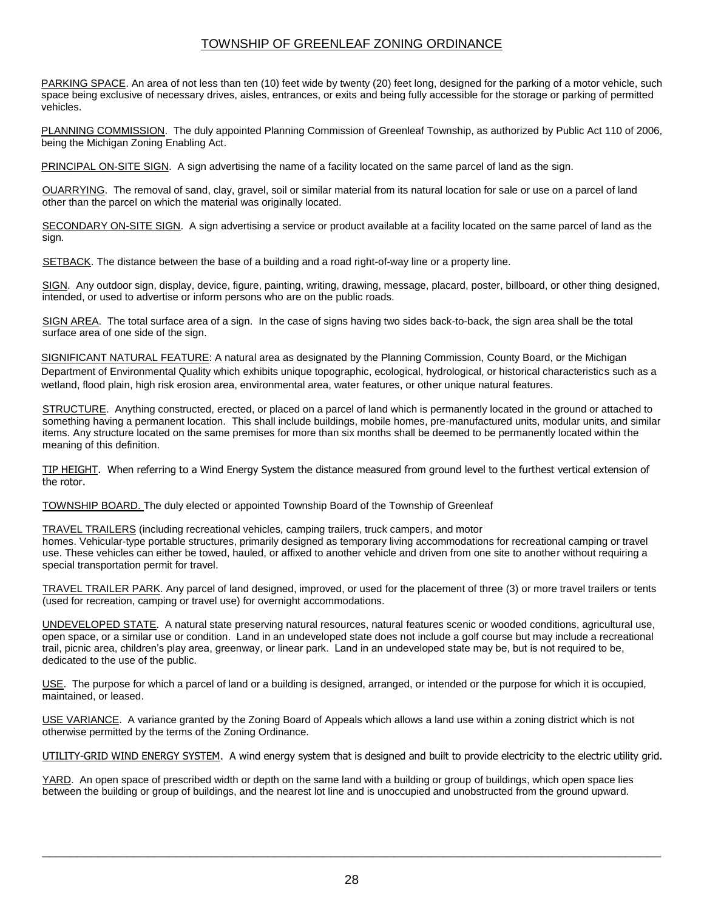# TOWNSHIP OF GREENLEAF ZONING ORDINANCE

PARKING SPACE. An area of not less than ten (10) feet wide by twenty (20) feet long, designed for the parking of a motor vehicle, such space being exclusive of necessary drives, aisles, entrances, or exits and being fully accessible for the storage or parking of permitted vehicles.

PLANNING COMMISSION. The duly appointed Planning Commission of Greenleaf Township, as authorized by Public Act 110 of 2006, being the Michigan Zoning Enabling Act.

PRINCIPAL ON-SITE SIGN. A sign advertising the name of a facility located on the same parcel of land as the sign.

OUARRYING. The removal of sand, clay, gravel, soil or similar material from its natural location for sale or use on a parcel of land other than the parcel on which the material was originally located.

SECONDARY ON-SITE SIGN. A sign advertising a service or product available at a facility located on the same parcel of land as the sign.

SETBACK. The distance between the base of a building and a road right-of-way line or a property line.

SIGN. Any outdoor sign, display, device, figure, painting, writing, drawing, message, placard, poster, billboard, or other thing designed, intended, or used to advertise or inform persons who are on the public roads.

SIGN AREA. The total surface area of a sign. In the case of signs having two sides back-to-back, the sign area shall be the total surface area of one side of the sign.

SIGNIFICANT NATURAL FEATURE: A natural area as designated by the Planning Commission, County Board, or the Michigan Department of Environmental Quality which exhibits unique topographic, ecological, hydrological, or historical characteristics such as a wetland, flood plain, high risk erosion area, environmental area, water features, or other unique natural features.

STRUCTURE. Anything constructed, erected, or placed on a parcel of land which is permanently located in the ground or attached to something having a permanent location. This shall include buildings, mobile homes, pre-manufactured units, modular units, and similar items. Any structure located on the same premises for more than six months shall be deemed to be permanently located within the meaning of this definition.

TIP HEIGHT. When referring to a Wind Energy System the distance measured from ground level to the furthest vertical extension of the rotor.

TOWNSHIP BOARD. The duly elected or appointed Township Board of the Township of Greenleaf

TRAVEL TRAILERS (including recreational vehicles, camping trailers, truck campers, and motor homes. Vehicular-type portable structures, primarily designed as temporary living accommodations for recreational camping or travel use. These vehicles can either be towed, hauled, or affixed to another vehicle and driven from one site to another without requiring a special transportation permit for travel.

TRAVEL TRAILER PARK. Any parcel of land designed, improved, or used for the placement of three (3) or more travel trailers or tents (used for recreation, camping or travel use) for overnight accommodations.

UNDEVELOPED STATE. A natural state preserving natural resources, natural features scenic or wooded conditions, agricultural use, open space, or a similar use or condition. Land in an undeveloped state does not include a golf course but may include a recreational trail, picnic area, children's play area, greenway, or linear park. Land in an undeveloped state may be, but is not required to be, dedicated to the use of the public.

USE. The purpose for which a parcel of land or a building is designed, arranged, or intended or the purpose for which it is occupied, maintained, or leased.

USE VARIANCE. A variance granted by the Zoning Board of Appeals which allows a land use within a zoning district which is not otherwise permitted by the terms of the Zoning Ordinance.

UTILITY-GRID WIND ENERGY SYSTEM. A wind energy system that is designed and built to provide electricity to the electric utility grid.

YARD. An open space of prescribed width or depth on the same land with a building or group of buildings, which open space lies between the building or group of buildings, and the nearest lot line and is unoccupied and unobstructed from the ground upward.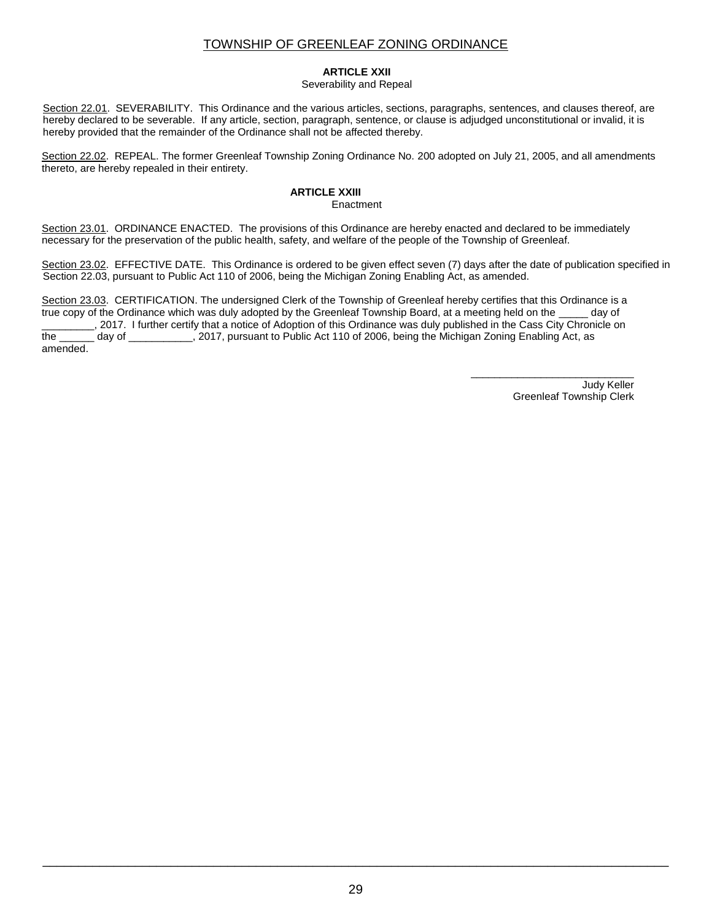TOWNSHIP OF GREENLEAF ZONING ORDINANCE

## ARTICLE XXII

Severability and Repeal

Section 22.01. SEVERABILITY. This Ordinance and the various articles, sections, paragraphs, sentences, and clauses thereof, are hereby declared to be severable. If any article, section, paragraph, sentence, or clause is adjudged unconstitutional or invalid, it is hereby provided that the remainder of the Ordinance shall not be affected thereby.

Section 22.02. REPEAL. The former Greenleaf Township Zoning Ordinance No. 200 adopted on July 21, 2005, and all amendments thereto, are hereby repealed in their entirety.

## ARTICLE XXIII

Enactment

Section 23.01. ORDINANCE ENACTED. The provisions of this Ordinance are hereby enacted and declared to be immediately necessary for the preservation of the public health, safety, and welfare of the people of the Township of Greenleaf.

Section 23.02. EFFECTIVE DATE. This Ordinance is ordered to be given effect seven (7) days after the date of publication specified in Section 22.03, pursuant to Public Act 110 of 2006, being the Michigan Zoning Enabling Act, as amended.

Section 23.03. CERTIFICATION. The undersigned Clerk of the Township of Greenleaf hereby certifies that this Ordinance is a true copy of the Ordinance which was duly adopted by the Greenleaf Township Board, at a meeting held on the _____ day of _________, 2017. I further certify that a notice of Adoption of this Ordinance was duly published in the Cass City Chronicle on the ______ day of ___________, 2017, pursuant to Public Act 110 of 2006, being the Michigan Zoning Enabling Act, as amended.

____________________________

Judy Keller

Greenleaf Township Clerk